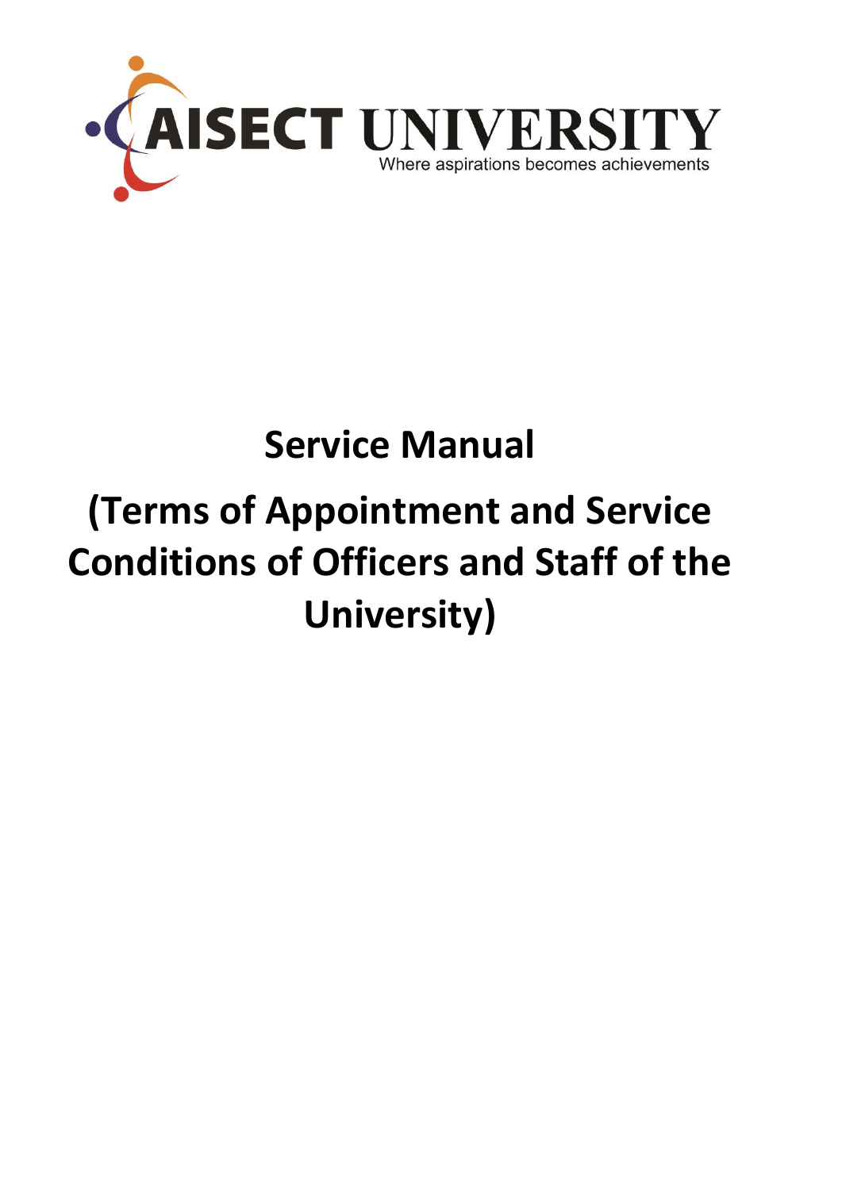# AISECT UNIVERSITY

Where aspirations becomes achievements

# Service Manual

# (Terms of Appointment and Service Conditions of Officers and Staff of the University)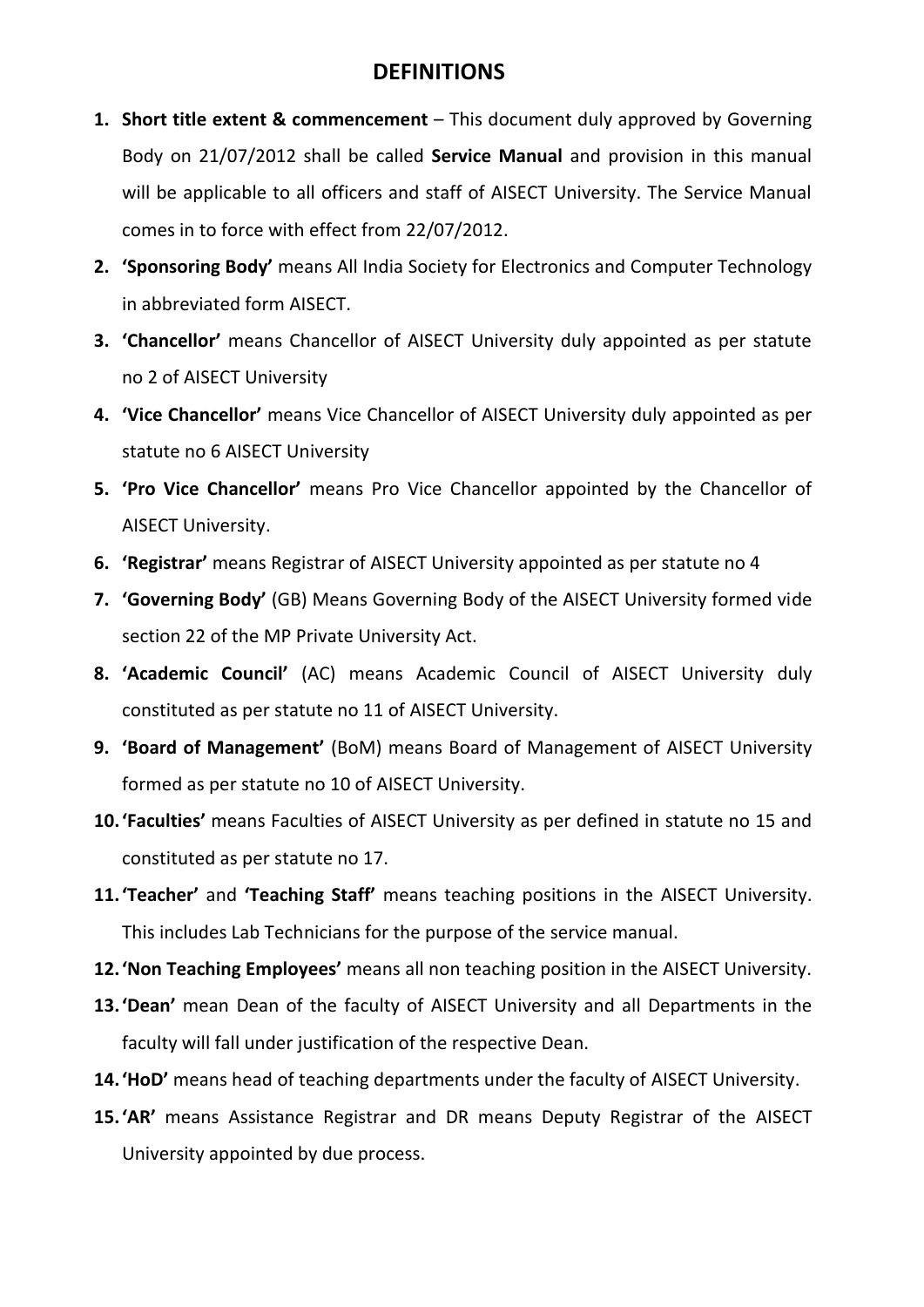# DEFINITIONS

1. **Short title extent & commencement** – This document duly approved by Governing Body on 21/07/2012 shall be called **Service Manual** and provision in this manual will be applicable to all officers and staff of AISECT University. The Service Manual comes in to force with effect from 22/07/2012.
2. **'Sponsoring Body'** means All India Society for Electronics and Computer Technology in abbreviated form AISECT.
3. **'Chancellor'** means Chancellor of AISECT University duly appointed as per statute no 2 of AISECT University
4. **'Vice Chancellor'** means Vice Chancellor of AISECT University duly appointed as per statute no 6 AISECT University
5. **'Pro Vice Chancellor'** means Pro Vice Chancellor appointed by the Chancellor of AISECT University.
6. **'Registrar'** means Registrar of AISECT University appointed as per statute no 4
7. **'Governing Body'** (GB) Means Governing Body of the AISECT University formed vide section 22 of the MP Private University Act.
8. **'Academic Council'** (AC) means Academic Council of AISECT University duly constituted as per statute no 11 of AISECT University.
9. **'Board of Management'** (BoM) means Board of Management of AISECT University formed as per statute no 10 of AISECT University.
10. **'Faculties'** means Faculties of AISECT University as per defined in statute no 15 and constituted as per statute no 17.
11. **'Teacher'** and **'Teaching Staff'** means teaching positions in the AISECT University. This includes Lab Technicians for the purpose of the service manual.
12. **'Non Teaching Employees'** means all non teaching position in the AISECT University.
13. **'Dean'** mean Dean of the faculty of AISECT University and all Departments in the faculty will fall under justification of the respective Dean.
14. **'HoD'** means head of teaching departments under the faculty of AISECT University.
15. **'AR'** means Assistance Registrar and DR means Deputy Registrar of the AISECT University appointed by due process.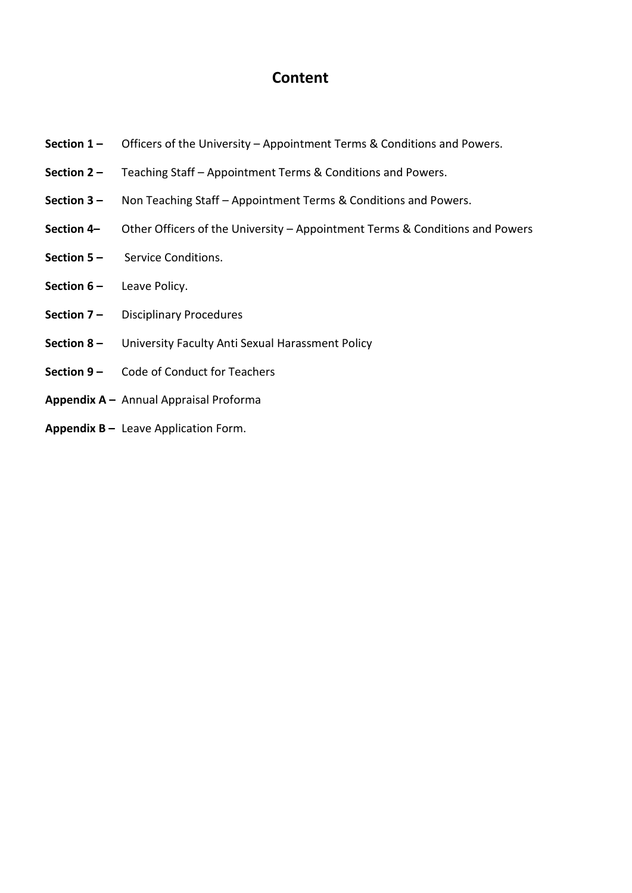# Content

**Section 1 –** Officers of the University – Appointment Terms & Conditions and Powers.

**Section 2 –** Teaching Staff – Appointment Terms & Conditions and Powers.

**Section 3 –** Non Teaching Staff – Appointment Terms & Conditions and Powers.

**Section 4–** Other Officers of the University – Appointment Terms & Conditions and Powers

**Section 5 –** Service Conditions.

**Section 6 –** Leave Policy.

**Section 7 –** Disciplinary Procedures

**Section 8 –** University Faculty Anti Sexual Harassment Policy

**Section 9 –** Code of Conduct for Teachers

**Appendix A –** Annual Appraisal Proforma

**Appendix B –** Leave Application Form.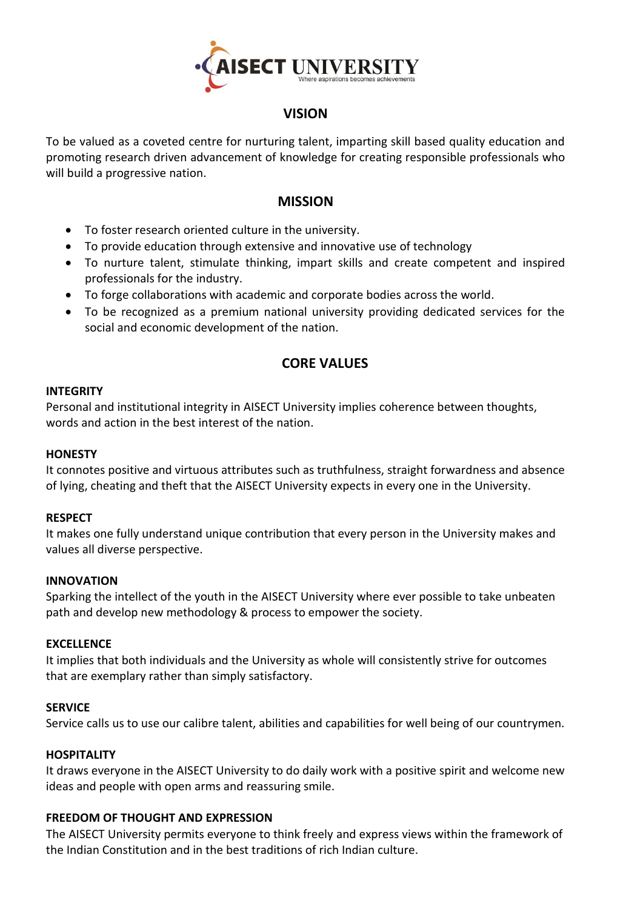AISECT UNIVERSITY
Where aspirations becomes achievements

## VISION

To be valued as a coveted centre for nurturing talent, imparting skill based quality education and promoting research driven advancement of knowledge for creating responsible professionals who will build a progressive nation.

## MISSION

- To foster research oriented culture in the university.
- To provide education through extensive and innovative use of technology
- To nurture talent, stimulate thinking, impart skills and create competent and inspired professionals for the industry.
- To forge collaborations with academic and corporate bodies across the world.
- To be recognized as a premium national university providing dedicated services for the social and economic development of the nation.

## CORE VALUES

**INTEGRITY**
Personal and institutional integrity in AISECT University implies coherence between thoughts, words and action in the best interest of the nation.

**HONESTY**
It connotes positive and virtuous attributes such as truthfulness, straight forwardness and absence of lying, cheating and theft that the AISECT University expects in every one in the University.

**RESPECT**
It makes one fully understand unique contribution that every person in the University makes and values all diverse perspective.

**INNOVATION**
Sparking the intellect of the youth in the AISECT University where ever possible to take unbeaten path and develop new methodology & process to empower the society.

**EXCELLENCE**
It implies that both individuals and the University as whole will consistently strive for outcomes that are exemplary rather than simply satisfactory.

**SERVICE**
Service calls us to use our calibre talent, abilities and capabilities for well being of our countrymen.

**HOSPITALITY**
It draws everyone in the AISECT University to do daily work with a positive spirit and welcome new ideas and people with open arms and reassuring smile.

**FREEDOM OF THOUGHT AND EXPRESSION**
The AISECT University permits everyone to think freely and express views within the framework of the Indian Constitution and in the best traditions of rich Indian culture.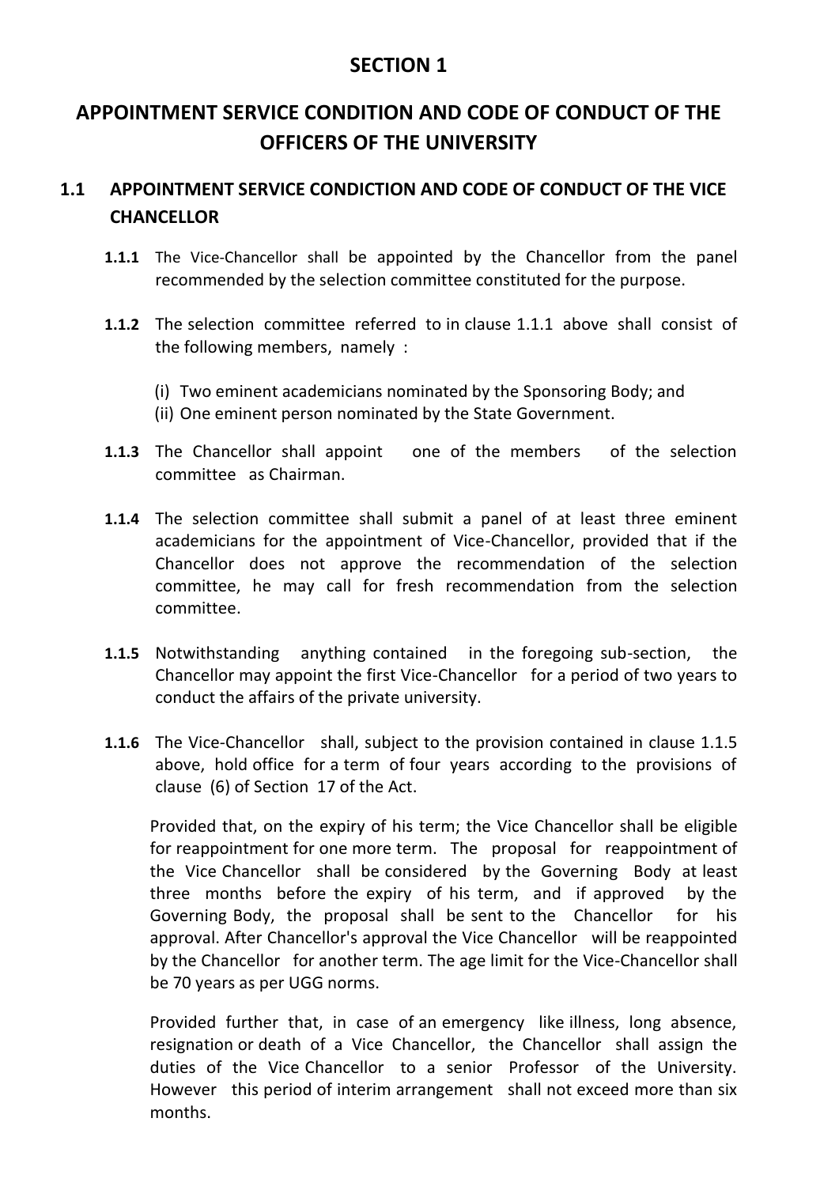# SECTION 1

## APPOINTMENT SERVICE CONDITION AND CODE OF CONDUCT OF THE OFFICERS OF THE UNIVERSITY

### 1.1 APPOINTMENT SERVICE CONDICTION AND CODE OF CONDUCT OF THE VICE CHANCELLOR

**1.1.1** The Vice-Chancellor shall be appointed by the Chancellor from the panel recommended by the selection committee constituted for the purpose.

**1.1.2** The selection committee referred to in clause 1.1.1 above shall consist of the following members, namely :

(i) Two eminent academicians nominated by the Sponsoring Body; and
(ii) One eminent person nominated by the State Government.

**1.1.3** The Chancellor shall appoint one of the members of the selection committee as Chairman.

**1.1.4** The selection committee shall submit a panel of at least three eminent academicians for the appointment of Vice-Chancellor, provided that if the Chancellor does not approve the recommendation of the selection committee, he may call for fresh recommendation from the selection committee.

**1.1.5** Notwithstanding anything contained in the foregoing sub-section, the Chancellor may appoint the first Vice-Chancellor for a period of two years to conduct the affairs of the private university.

**1.1.6** The Vice-Chancellor shall, subject to the provision contained in clause 1.1.5 above, hold office for a term of four years according to the provisions of clause (6) of Section 17 of the Act.

Provided that, on the expiry of his term; the Vice Chancellor shall be eligible for reappointment for one more term. The proposal for reappointment of the Vice Chancellor shall be considered by the Governing Body at least three months before the expiry of his term, and if approved by the Governing Body, the proposal shall be sent to the Chancellor for his approval. After Chancellor's approval the Vice Chancellor will be reappointed by the Chancellor for another term. The age limit for the Vice-Chancellor shall be 70 years as per UGG norms.

Provided further that, in case of an emergency like illness, long absence, resignation or death of a Vice Chancellor, the Chancellor shall assign the duties of the Vice Chancellor to a senior Professor of the University. However this period of interim arrangement shall not exceed more than six months.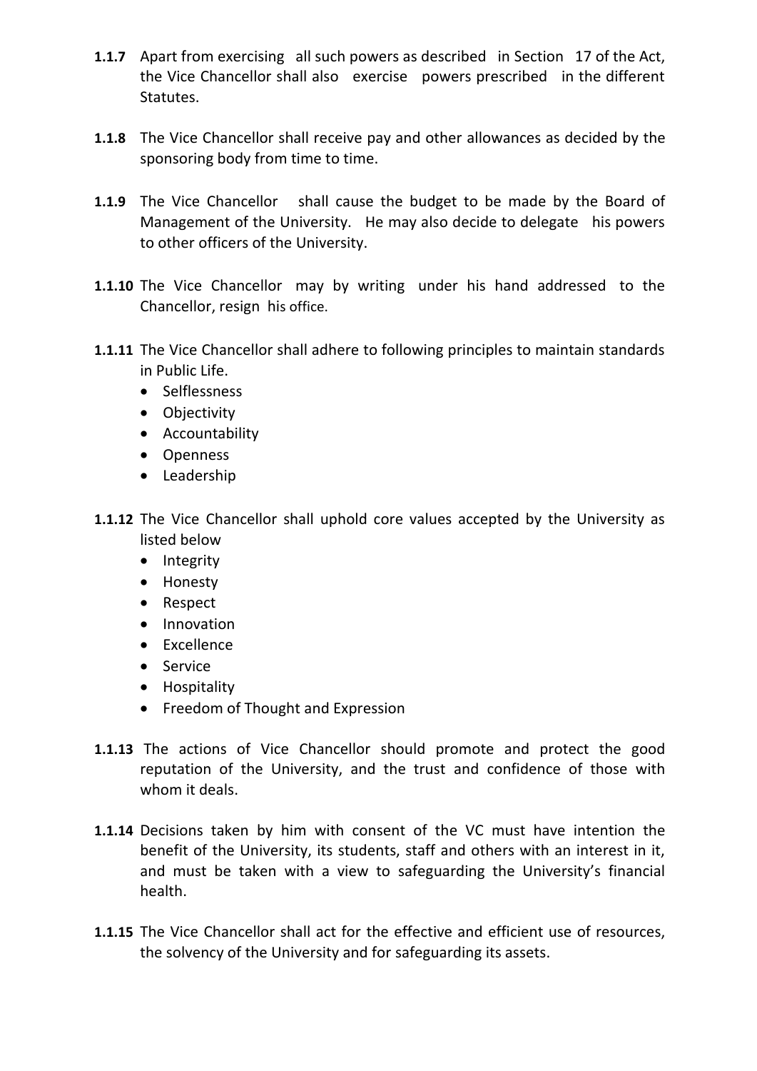**1.1.7** Apart from exercising all such powers as described in Section 17 of the Act, the Vice Chancellor shall also exercise powers prescribed in the different Statutes.

**1.1.8** The Vice Chancellor shall receive pay and other allowances as decided by the sponsoring body from time to time.

**1.1.9** The Vice Chancellor shall cause the budget to be made by the Board of Management of the University. He may also decide to delegate his powers to other officers of the University.

**1.1.10** The Vice Chancellor may by writing under his hand addressed to the Chancellor, resign his office.

**1.1.11** The Vice Chancellor shall adhere to following principles to maintain standards in Public Life.

- Selflessness
- Objectivity
- Accountability
- Openness
- Leadership

**1.1.12** The Vice Chancellor shall uphold core values accepted by the University as listed below

- Integrity
- Honesty
- Respect
- Innovation
- Excellence
- Service
- Hospitality
- Freedom of Thought and Expression

**1.1.13** The actions of Vice Chancellor should promote and protect the good reputation of the University, and the trust and confidence of those with whom it deals.

**1.1.14** Decisions taken by him with consent of the VC must have intention the benefit of the University, its students, staff and others with an interest in it, and must be taken with a view to safeguarding the University's financial health.

**1.1.15** The Vice Chancellor shall act for the effective and efficient use of resources, the solvency of the University and for safeguarding its assets.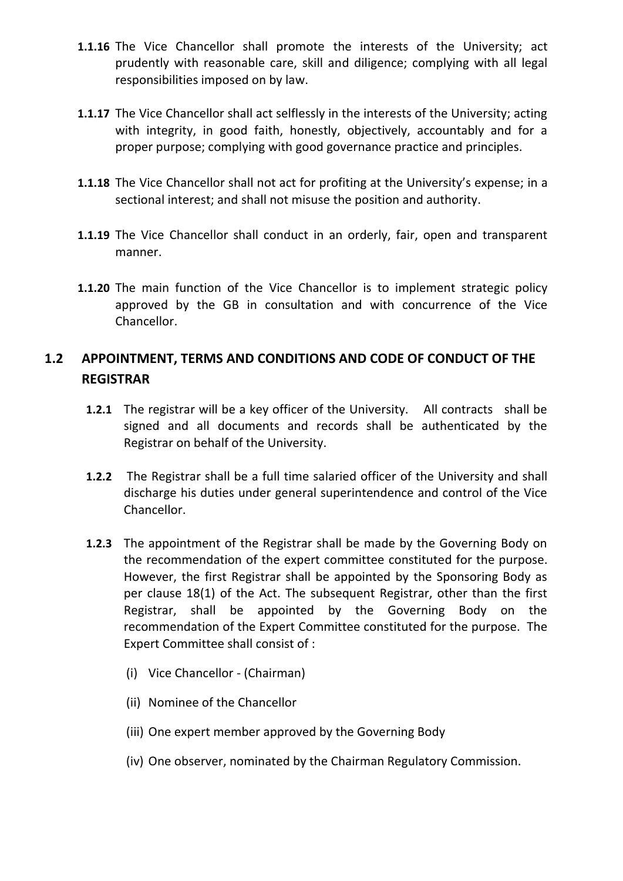**1.1.16** The Vice Chancellor shall promote the interests of the University; act prudently with reasonable care, skill and diligence; complying with all legal responsibilities imposed on by law.

**1.1.17** The Vice Chancellor shall act selflessly in the interests of the University; acting with integrity, in good faith, honestly, objectively, accountably and for a proper purpose; complying with good governance practice and principles.

**1.1.18** The Vice Chancellor shall not act for profiting at the University's expense; in a sectional interest; and shall not misuse the position and authority.

**1.1.19** The Vice Chancellor shall conduct in an orderly, fair, open and transparent manner.

**1.1.20** The main function of the Vice Chancellor is to implement strategic policy approved by the GB in consultation and with concurrence of the Vice Chancellor.

## 1.2 APPOINTMENT, TERMS AND CONDITIONS AND CODE OF CONDUCT OF THE REGISTRAR

**1.2.1** The registrar will be a key officer of the University. All contracts shall be signed and all documents and records shall be authenticated by the Registrar on behalf of the University.

**1.2.2** The Registrar shall be a full time salaried officer of the University and shall discharge his duties under general superintendence and control of the Vice Chancellor.

**1.2.3** The appointment of the Registrar shall be made by the Governing Body on the recommendation of the expert committee constituted for the purpose. However, the first Registrar shall be appointed by the Sponsoring Body as per clause 18(1) of the Act. The subsequent Registrar, other than the first Registrar, shall be appointed by the Governing Body on the recommendation of the Expert Committee constituted for the purpose. The Expert Committee shall consist of :

(i) Vice Chancellor - (Chairman)

(ii) Nominee of the Chancellor

(iii) One expert member approved by the Governing Body

(iv) One observer, nominated by the Chairman Regulatory Commission.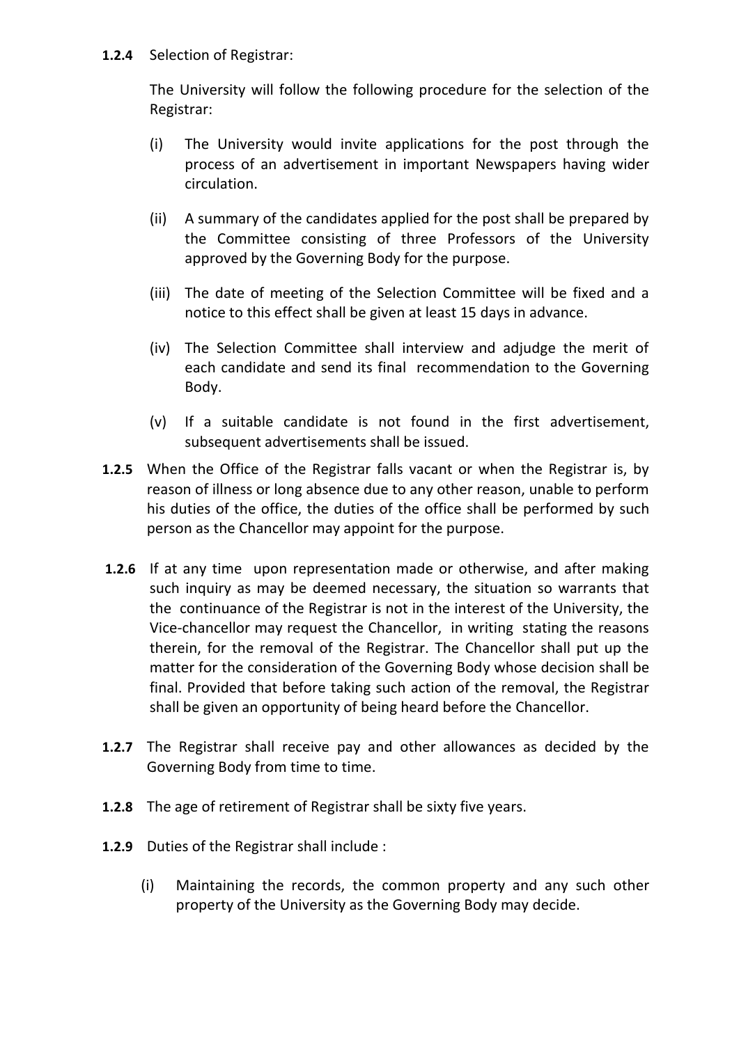**1.2.4** Selection of Registrar:

The University will follow the following procedure for the selection of the Registrar:

(i) The University would invite applications for the post through the process of an advertisement in important Newspapers having wider circulation.

(ii) A summary of the candidates applied for the post shall be prepared by the Committee consisting of three Professors of the University approved by the Governing Body for the purpose.

(iii) The date of meeting of the Selection Committee will be fixed and a notice to this effect shall be given at least 15 days in advance.

(iv) The Selection Committee shall interview and adjudge the merit of each candidate and send its final recommendation to the Governing Body.

(v) If a suitable candidate is not found in the first advertisement, subsequent advertisements shall be issued.

**1.2.5** When the Office of the Registrar falls vacant or when the Registrar is, by reason of illness or long absence due to any other reason, unable to perform his duties of the office, the duties of the office shall be performed by such person as the Chancellor may appoint for the purpose.

**1.2.6** If at any time upon representation made or otherwise, and after making such inquiry as may be deemed necessary, the situation so warrants that the continuance of the Registrar is not in the interest of the University, the Vice-chancellor may request the Chancellor, in writing stating the reasons therein, for the removal of the Registrar. The Chancellor shall put up the matter for the consideration of the Governing Body whose decision shall be final. Provided that before taking such action of the removal, the Registrar shall be given an opportunity of being heard before the Chancellor.

**1.2.7** The Registrar shall receive pay and other allowances as decided by the Governing Body from time to time.

**1.2.8** The age of retirement of Registrar shall be sixty five years.

**1.2.9** Duties of the Registrar shall include :

(i) Maintaining the records, the common property and any such other property of the University as the Governing Body may decide.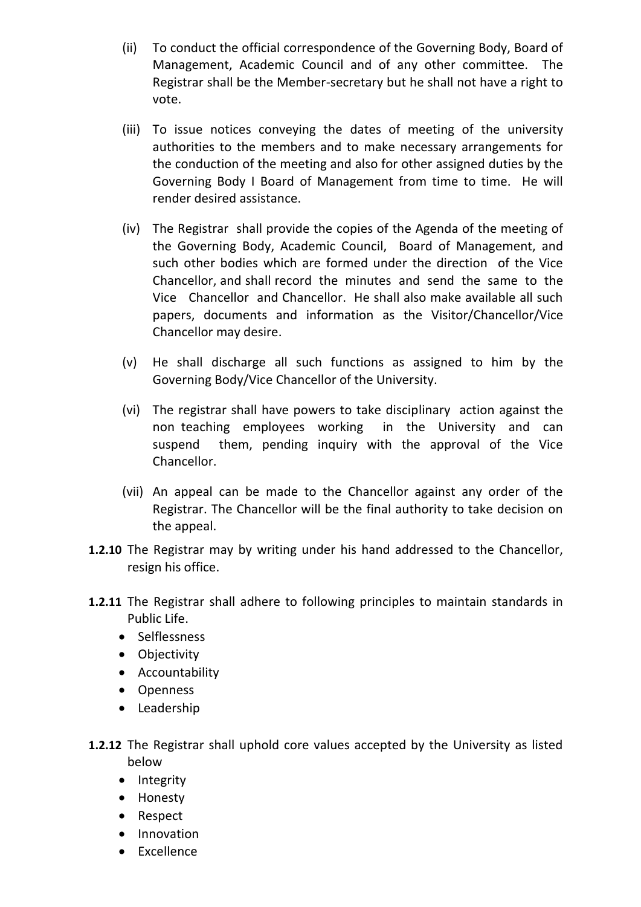(ii) To conduct the official correspondence of the Governing Body, Board of Management, Academic Council and of any other committee. The Registrar shall be the Member-secretary but he shall not have a right to vote.

(iii) To issue notices conveying the dates of meeting of the university authorities to the members and to make necessary arrangements for the conduction of the meeting and also for other assigned duties by the Governing Body I Board of Management from time to time. He will render desired assistance.

(iv) The Registrar shall provide the copies of the Agenda of the meeting of the Governing Body, Academic Council, Board of Management, and such other bodies which are formed under the direction of the Vice Chancellor, and shall record the minutes and send the same to the Vice Chancellor and Chancellor. He shall also make available all such papers, documents and information as the Visitor/Chancellor/Vice Chancellor may desire.

(v) He shall discharge all such functions as assigned to him by the Governing Body/Vice Chancellor of the University.

(vi) The registrar shall have powers to take disciplinary action against the non teaching employees working in the University and can suspend them, pending inquiry with the approval of the Vice Chancellor.

(vii) An appeal can be made to the Chancellor against any order of the Registrar. The Chancellor will be the final authority to take decision on the appeal.

**1.2.10** The Registrar may by writing under his hand addressed to the Chancellor, resign his office.

**1.2.11** The Registrar shall adhere to following principles to maintain standards in Public Life.

- Selflessness
- Objectivity
- Accountability
- Openness
- Leadership

**1.2.12** The Registrar shall uphold core values accepted by the University as listed below

- Integrity
- Honesty
- Respect
- Innovation
- Excellence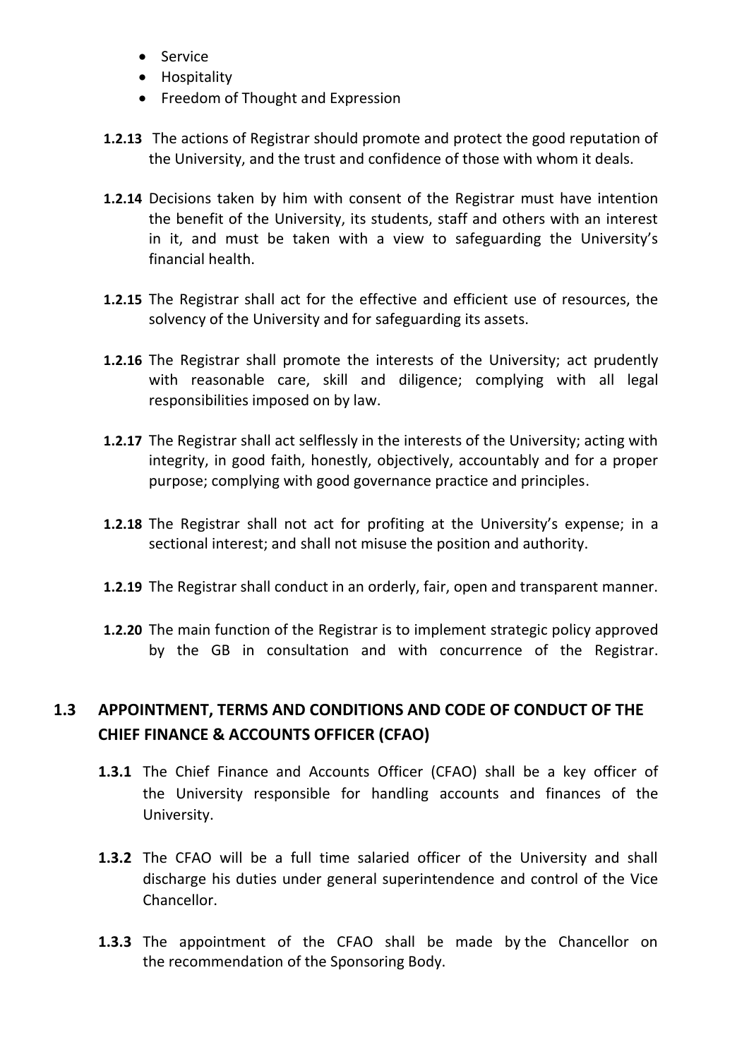- Service
- Hospitality
- Freedom of Thought and Expression

**1.2.13** The actions of Registrar should promote and protect the good reputation of the University, and the trust and confidence of those with whom it deals.

**1.2.14** Decisions taken by him with consent of the Registrar must have intention the benefit of the University, its students, staff and others with an interest in it, and must be taken with a view to safeguarding the University's financial health.

**1.2.15** The Registrar shall act for the effective and efficient use of resources, the solvency of the University and for safeguarding its assets.

**1.2.16** The Registrar shall promote the interests of the University; act prudently with reasonable care, skill and diligence; complying with all legal responsibilities imposed on by law.

**1.2.17** The Registrar shall act selflessly in the interests of the University; acting with integrity, in good faith, honestly, objectively, accountably and for a proper purpose; complying with good governance practice and principles.

**1.2.18** The Registrar shall not act for profiting at the University's expense; in a sectional interest; and shall not misuse the position and authority.

**1.2.19** The Registrar shall conduct in an orderly, fair, open and transparent manner.

**1.2.20** The main function of the Registrar is to implement strategic policy approved by the GB in consultation and with concurrence of the Registrar.

## 1.3 APPOINTMENT, TERMS AND CONDITIONS AND CODE OF CONDUCT OF THE CHIEF FINANCE & ACCOUNTS OFFICER (CFAO)

**1.3.1** The Chief Finance and Accounts Officer (CFAO) shall be a key officer of the University responsible for handling accounts and finances of the University.

**1.3.2** The CFAO will be a full time salaried officer of the University and shall discharge his duties under general superintendence and control of the Vice Chancellor.

**1.3.3** The appointment of the CFAO shall be made by the Chancellor on the recommendation of the Sponsoring Body.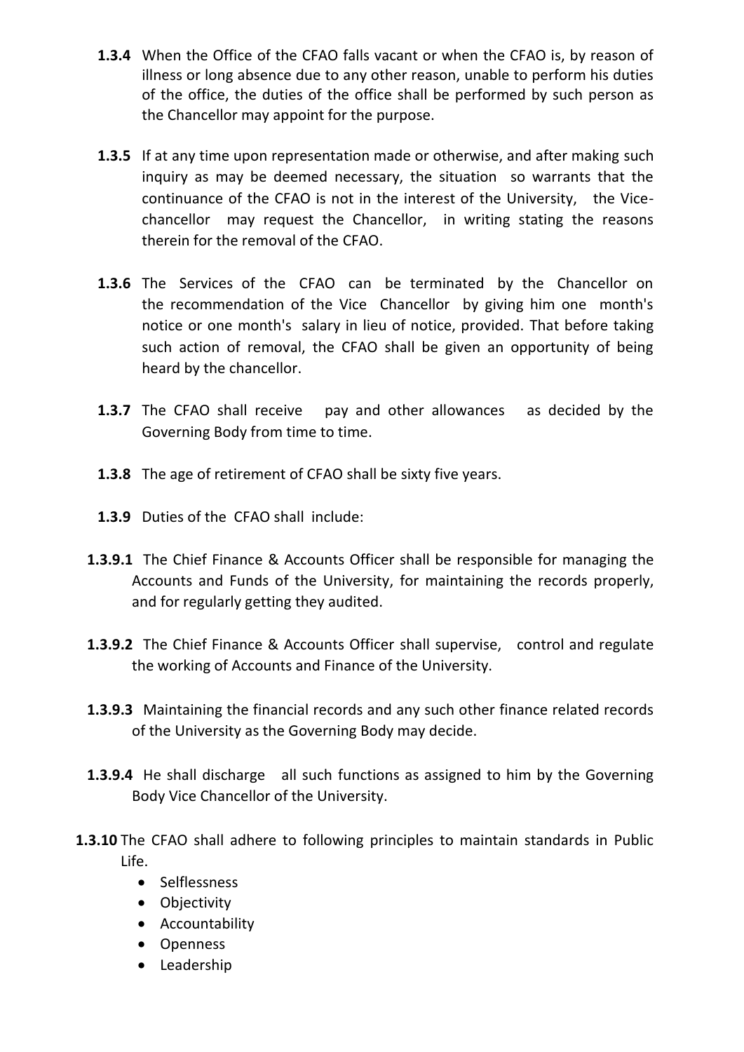**1.3.4** When the Office of the CFAO falls vacant or when the CFAO is, by reason of illness or long absence due to any other reason, unable to perform his duties of the office, the duties of the office shall be performed by such person as the Chancellor may appoint for the purpose.

**1.3.5** If at any time upon representation made or otherwise, and after making such inquiry as may be deemed necessary, the situation so warrants that the continuance of the CFAO is not in the interest of the University, the Vice-chancellor may request the Chancellor, in writing stating the reasons therein for the removal of the CFAO.

**1.3.6** The Services of the CFAO can be terminated by the Chancellor on the recommendation of the Vice Chancellor by giving him one month's notice or one month's salary in lieu of notice, provided. That before taking such action of removal, the CFAO shall be given an opportunity of being heard by the chancellor.

**1.3.7** The CFAO shall receive pay and other allowances as decided by the Governing Body from time to time.

**1.3.8** The age of retirement of CFAO shall be sixty five years.

**1.3.9** Duties of the CFAO shall include:

**1.3.9.1** The Chief Finance & Accounts Officer shall be responsible for managing the Accounts and Funds of the University, for maintaining the records properly, and for regularly getting they audited.

**1.3.9.2** The Chief Finance & Accounts Officer shall supervise, control and regulate the working of Accounts and Finance of the University.

**1.3.9.3** Maintaining the financial records and any such other finance related records of the University as the Governing Body may decide.

**1.3.9.4** He shall discharge all such functions as assigned to him by the Governing Body Vice Chancellor of the University.

**1.3.10** The CFAO shall adhere to following principles to maintain standards in Public Life.

- Selflessness
- Objectivity
- Accountability
- Openness
- Leadership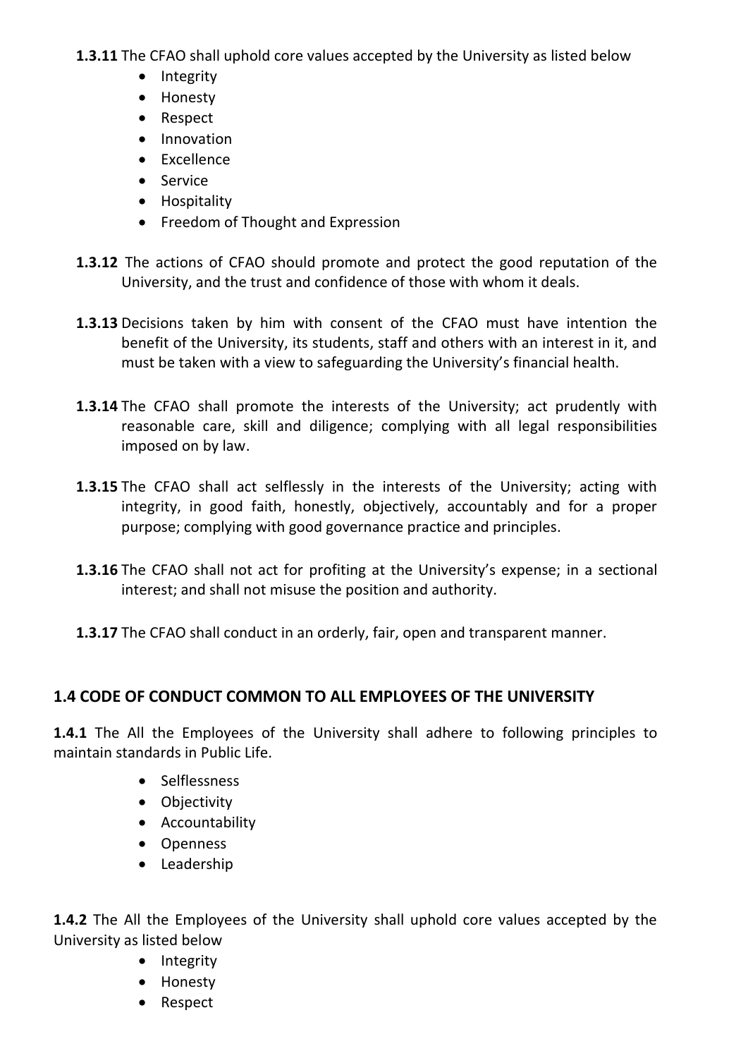**1.3.11** The CFAO shall uphold core values accepted by the University as listed below

- Integrity
- Honesty
- Respect
- Innovation
- Excellence
- Service
- Hospitality
- Freedom of Thought and Expression

**1.3.12** The actions of CFAO should promote and protect the good reputation of the University, and the trust and confidence of those with whom it deals.

**1.3.13** Decisions taken by him with consent of the CFAO must have intention the benefit of the University, its students, staff and others with an interest in it, and must be taken with a view to safeguarding the University's financial health.

**1.3.14** The CFAO shall promote the interests of the University; act prudently with reasonable care, skill and diligence; complying with all legal responsibilities imposed on by law.

**1.3.15** The CFAO shall act selflessly in the interests of the University; acting with integrity, in good faith, honestly, objectively, accountably and for a proper purpose; complying with good governance practice and principles.

**1.3.16** The CFAO shall not act for profiting at the University's expense; in a sectional interest; and shall not misuse the position and authority.

**1.3.17** The CFAO shall conduct in an orderly, fair, open and transparent manner.

## 1.4 CODE OF CONDUCT COMMON TO ALL EMPLOYEES OF THE UNIVERSITY

**1.4.1** The All the Employees of the University shall adhere to following principles to maintain standards in Public Life.

- Selflessness
- Objectivity
- Accountability
- Openness
- Leadership

**1.4.2** The All the Employees of the University shall uphold core values accepted by the University as listed below

- Integrity
- Honesty
- Respect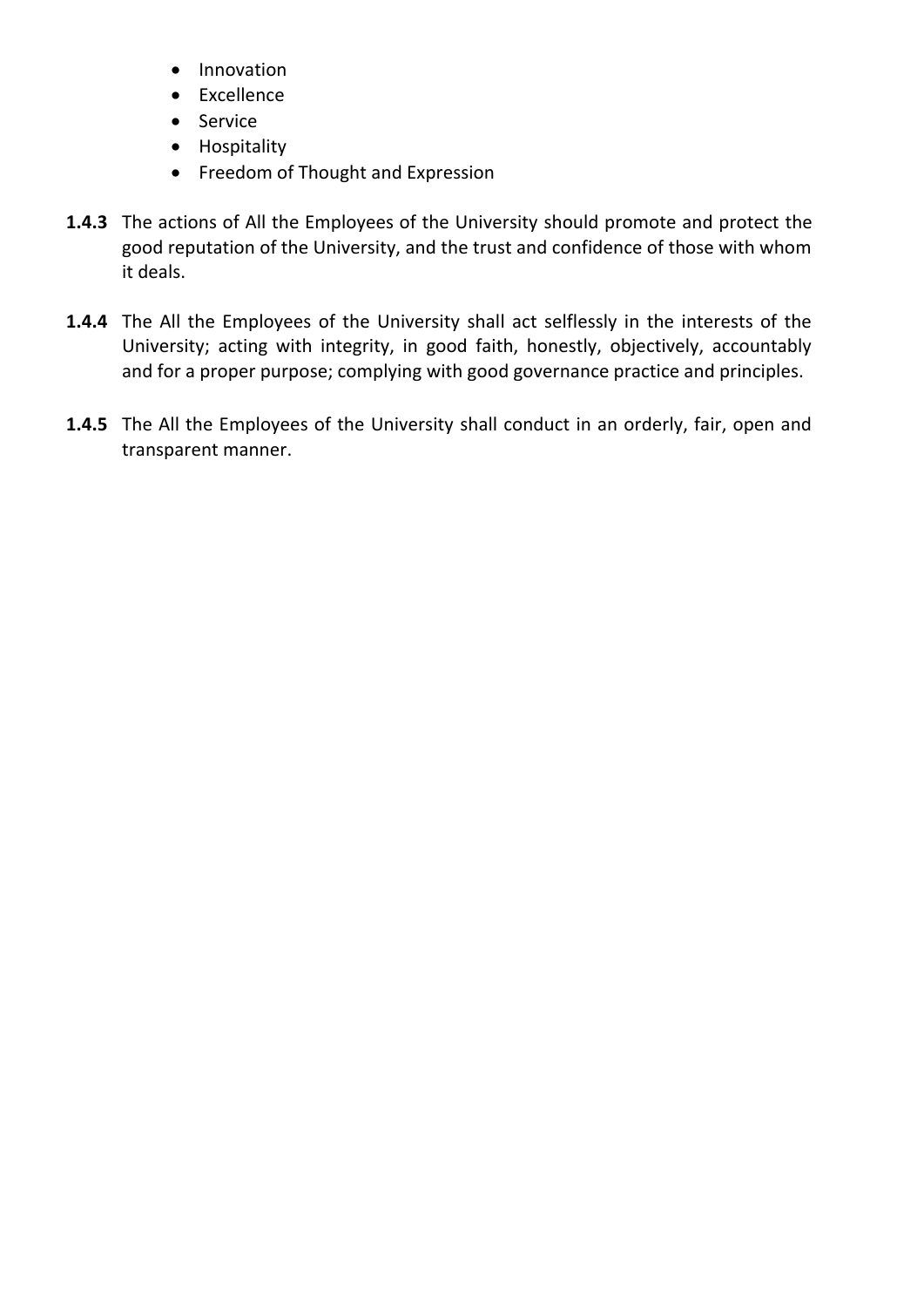- Innovation
- Excellence
- Service
- Hospitality
- Freedom of Thought and Expression

**1.4.3** The actions of All the Employees of the University should promote and protect the good reputation of the University, and the trust and confidence of those with whom it deals.

**1.4.4** The All the Employees of the University shall act selflessly in the interests of the University; acting with integrity, in good faith, honestly, objectively, accountably and for a proper purpose; complying with good governance practice and principles.

**1.4.5** The All the Employees of the University shall conduct in an orderly, fair, open and transparent manner.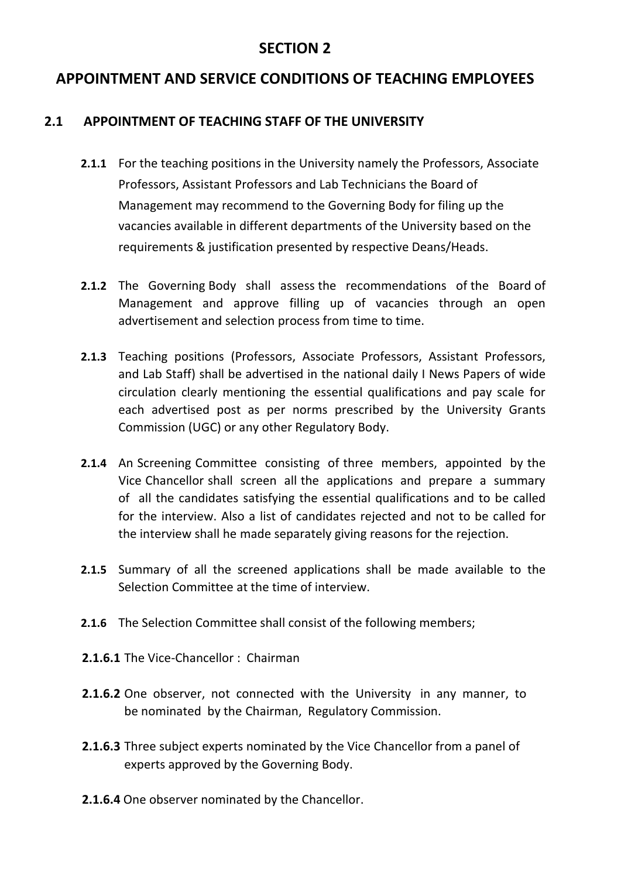# SECTION 2

# APPOINTMENT AND SERVICE CONDITIONS OF TEACHING EMPLOYEES

## 2.1 APPOINTMENT OF TEACHING STAFF OF THE UNIVERSITY

**2.1.1** For the teaching positions in the University namely the Professors, Associate Professors, Assistant Professors and Lab Technicians the Board of Management may recommend to the Governing Body for filing up the vacancies available in different departments of the University based on the requirements & justification presented by respective Deans/Heads.

**2.1.2** The Governing Body shall assess the recommendations of the Board of Management and approve filling up of vacancies through an open advertisement and selection process from time to time.

**2.1.3** Teaching positions (Professors, Associate Professors, Assistant Professors, and Lab Staff) shall be advertised in the national daily I News Papers of wide circulation clearly mentioning the essential qualifications and pay scale for each advertised post as per norms prescribed by the University Grants Commission (UGC) or any other Regulatory Body.

**2.1.4** An Screening Committee consisting of three members, appointed by the Vice Chancellor shall screen all the applications and prepare a summary of all the candidates satisfying the essential qualifications and to be called for the interview. Also a list of candidates rejected and not to be called for the interview shall he made separately giving reasons for the rejection.

**2.1.5** Summary of all the screened applications shall be made available to the Selection Committee at the time of interview.

**2.1.6** The Selection Committee shall consist of the following members;

**2.1.6.1** The Vice-Chancellor : Chairman

**2.1.6.2** One observer, not connected with the University in any manner, to be nominated by the Chairman, Regulatory Commission.

**2.1.6.3** Three subject experts nominated by the Vice Chancellor from a panel of experts approved by the Governing Body.

**2.1.6.4** One observer nominated by the Chancellor.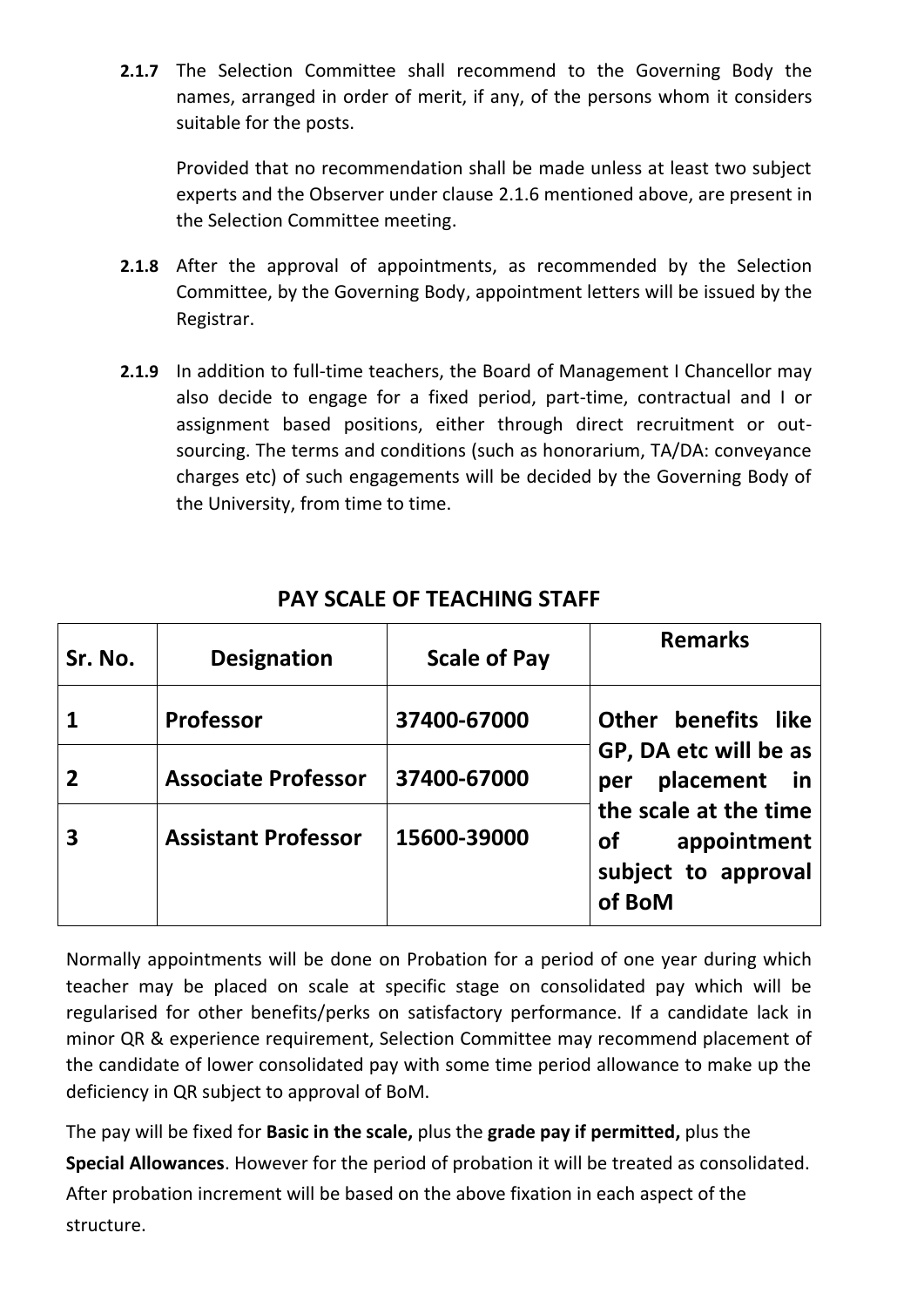**2.1.7** The Selection Committee shall recommend to the Governing Body the names, arranged in order of merit, if any, of the persons whom it considers suitable for the posts.

Provided that no recommendation shall be made unless at least two subject experts and the Observer under clause 2.1.6 mentioned above, are present in the Selection Committee meeting.

**2.1.8** After the approval of appointments, as recommended by the Selection Committee, by the Governing Body, appointment letters will be issued by the Registrar.

**2.1.9** In addition to full-time teachers, the Board of Management I Chancellor may also decide to engage for a fixed period, part-time, contractual and I or assignment based positions, either through direct recruitment or out-sourcing. The terms and conditions (such as honorarium, TA/DA: conveyance charges etc) of such engagements will be decided by the Governing Body of the University, from time to time.

## PAY SCALE OF TEACHING STAFF

| Sr. No. | Designation | Scale of Pay | Remarks |
|---|---|---|---|
| **1** | **Professor** | **37400-67000** | **Other benefits like GP, DA etc will be as per placement in the scale at the time of appointment subject to approval of BoM** |
| **2** | **Associate Professor** | **37400-67000** | |
| **3** | **Assistant Professor** | **15600-39000** | |

Normally appointments will be done on Probation for a period of one year during which teacher may be placed on scale at specific stage on consolidated pay which will be regularised for other benefits/perks on satisfactory performance. If a candidate lack in minor QR & experience requirement, Selection Committee may recommend placement of the candidate of lower consolidated pay with some time period allowance to make up the deficiency in QR subject to approval of BoM.

The pay will be fixed for **Basic in the scale,** plus the **grade pay if permitted,** plus the **Special Allowances**. However for the period of probation it will be treated as consolidated. After probation increment will be based on the above fixation in each aspect of the structure.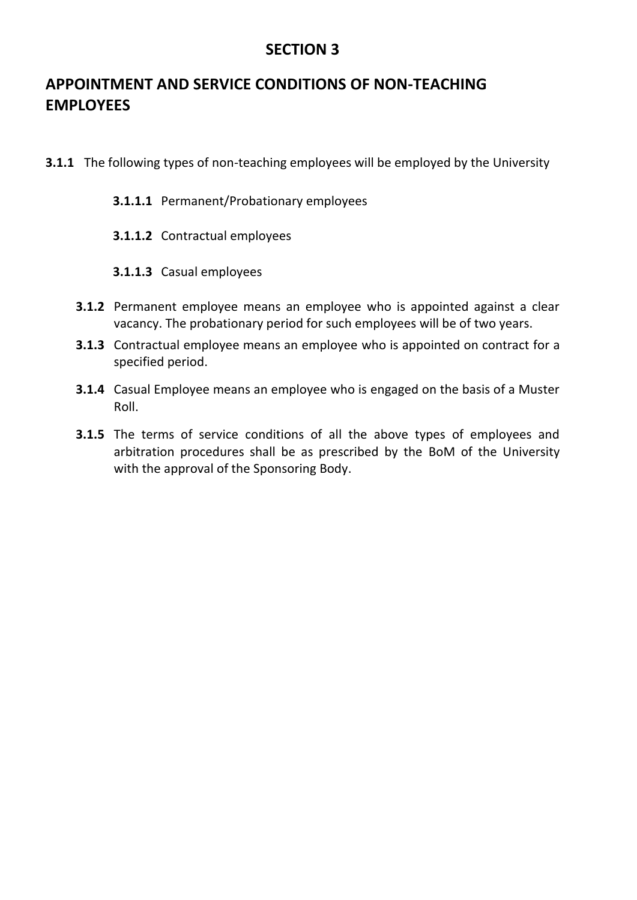# SECTION 3

## APPOINTMENT AND SERVICE CONDITIONS OF NON-TEACHING EMPLOYEES

**3.1.1** The following types of non-teaching employees will be employed by the University

- **3.1.1.1** Permanent/Probationary employees
- **3.1.1.2** Contractual employees
- **3.1.1.3** Casual employees

**3.1.2** Permanent employee means an employee who is appointed against a clear vacancy. The probationary period for such employees will be of two years.

**3.1.3** Contractual employee means an employee who is appointed on contract for a specified period.

**3.1.4** Casual Employee means an employee who is engaged on the basis of a Muster Roll.

**3.1.5** The terms of service conditions of all the above types of employees and arbitration procedures shall be as prescribed by the BoM of the University with the approval of the Sponsoring Body.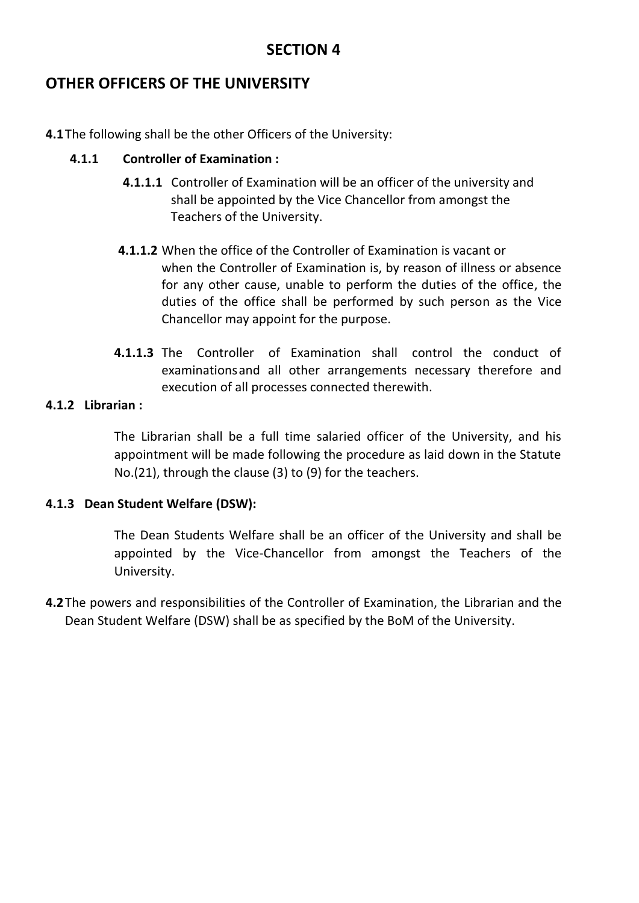# SECTION 4

## OTHER OFFICERS OF THE UNIVERSITY

**4.1** The following shall be the other Officers of the University:

**4.1.1 Controller of Examination :**

**4.1.1.1** Controller of Examination will be an officer of the university and shall be appointed by the Vice Chancellor from amongst the Teachers of the University.

**4.1.1.2** When the office of the Controller of Examination is vacant or when the Controller of Examination is, by reason of illness or absence for any other cause, unable to perform the duties of the office, the duties of the office shall be performed by such person as the Vice Chancellor may appoint for the purpose.

**4.1.1.3** The Controller of Examination shall control the conduct of examinations and all other arrangements necessary therefore and execution of all processes connected therewith.

**4.1.2 Librarian :**

The Librarian shall be a full time salaried officer of the University, and his appointment will be made following the procedure as laid down in the Statute No.(21), through the clause (3) to (9) for the teachers.

**4.1.3 Dean Student Welfare (DSW):**

The Dean Students Welfare shall be an officer of the University and shall be appointed by the Vice-Chancellor from amongst the Teachers of the University.

**4.2** The powers and responsibilities of the Controller of Examination, the Librarian and the Dean Student Welfare (DSW) shall be as specified by the BoM of the University.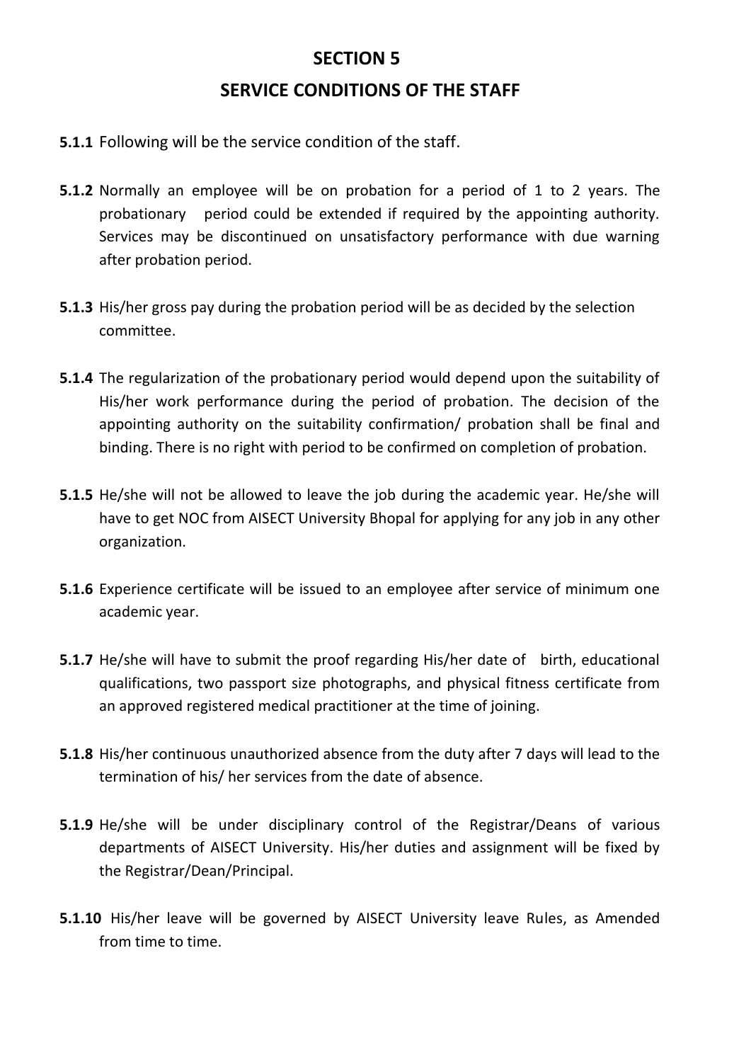# SECTION 5

## SERVICE CONDITIONS OF THE STAFF

**5.1.1** Following will be the service condition of the staff.

**5.1.2** Normally an employee will be on probation for a period of 1 to 2 years. The probationary period could be extended if required by the appointing authority. Services may be discontinued on unsatisfactory performance with due warning after probation period.

**5.1.3** His/her gross pay during the probation period will be as decided by the selection committee.

**5.1.4** The regularization of the probationary period would depend upon the suitability of His/her work performance during the period of probation. The decision of the appointing authority on the suitability confirmation/ probation shall be final and binding. There is no right with period to be confirmed on completion of probation.

**5.1.5** He/she will not be allowed to leave the job during the academic year. He/she will have to get NOC from AISECT University Bhopal for applying for any job in any other organization.

**5.1.6** Experience certificate will be issued to an employee after service of minimum one academic year.

**5.1.7** He/she will have to submit the proof regarding His/her date of birth, educational qualifications, two passport size photographs, and physical fitness certificate from an approved registered medical practitioner at the time of joining.

**5.1.8** His/her continuous unauthorized absence from the duty after 7 days will lead to the termination of his/ her services from the date of absence.

**5.1.9** He/she will be under disciplinary control of the Registrar/Deans of various departments of AISECT University. His/her duties and assignment will be fixed by the Registrar/Dean/Principal.

**5.1.10** His/her leave will be governed by AISECT University leave Rules, as Amended from time to time.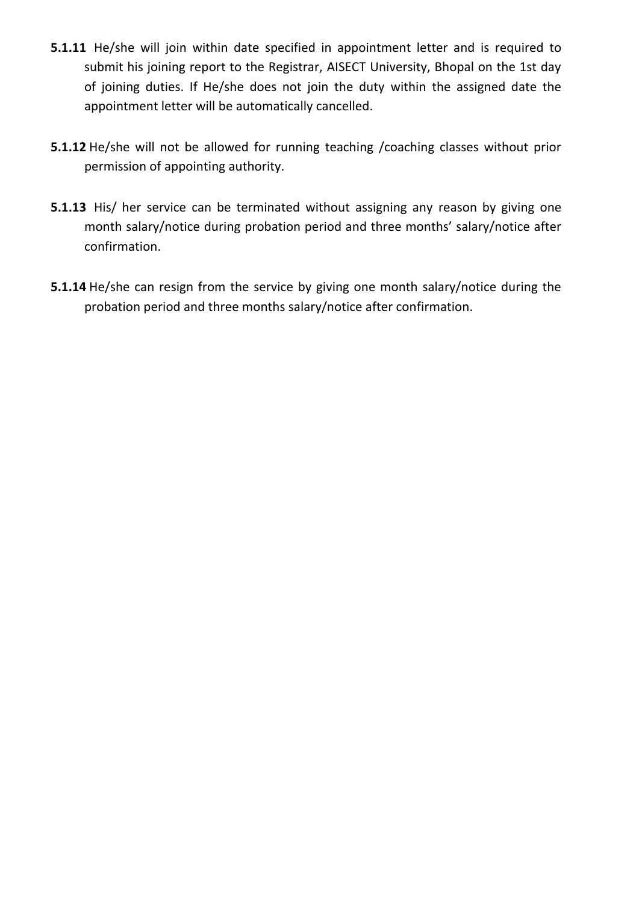**5.1.11** He/she will join within date specified in appointment letter and is required to submit his joining report to the Registrar, AISECT University, Bhopal on the 1st day of joining duties. If He/she does not join the duty within the assigned date the appointment letter will be automatically cancelled.

**5.1.12** He/she will not be allowed for running teaching /coaching classes without prior permission of appointing authority.

**5.1.13** His/ her service can be terminated without assigning any reason by giving one month salary/notice during probation period and three months' salary/notice after confirmation.

**5.1.14** He/she can resign from the service by giving one month salary/notice during the probation period and three months salary/notice after confirmation.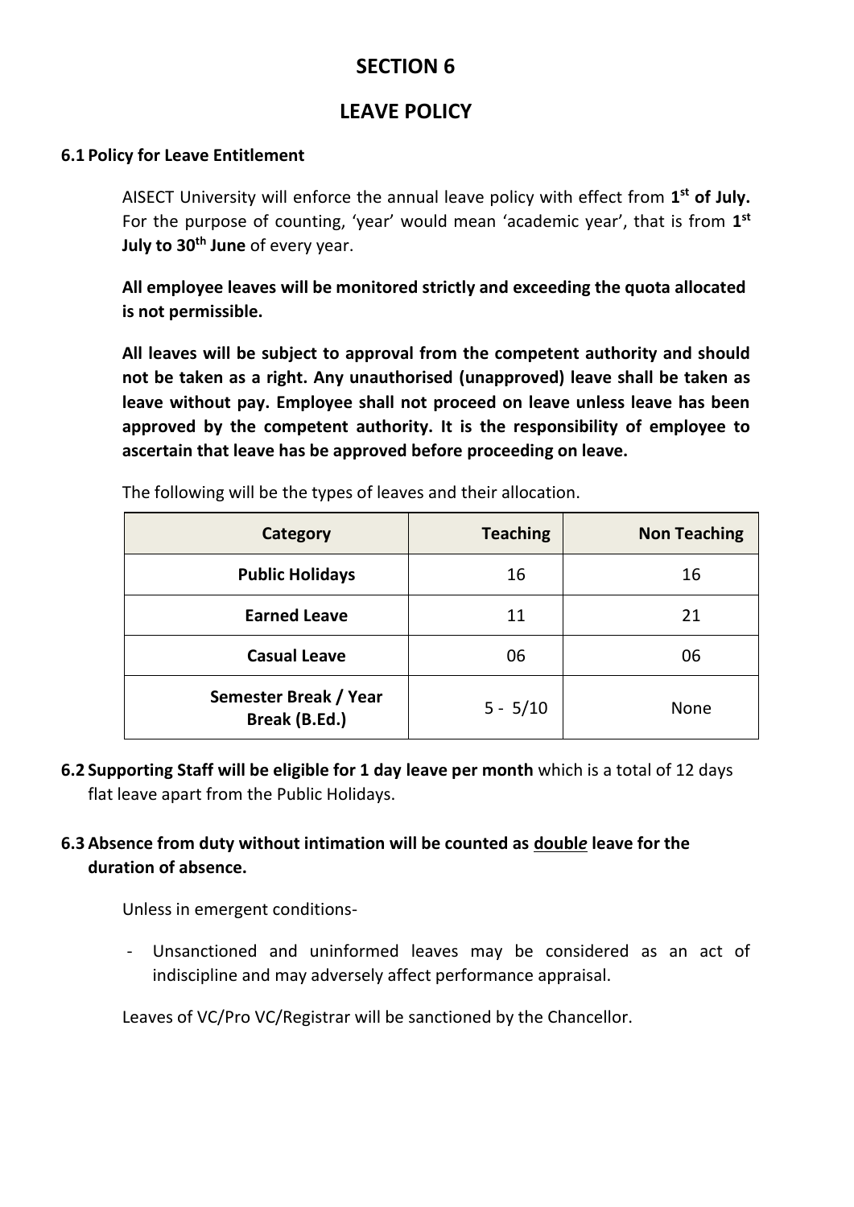# SECTION 6

## LEAVE POLICY

### 6.1 Policy for Leave Entitlement

AISECT University will enforce the annual leave policy with effect from **1st of July.** For the purpose of counting, 'year' would mean 'academic year', that is from **1st July to 30th June** of every year.

**All employee leaves will be monitored strictly and exceeding the quota allocated is not permissible.**

**All leaves will be subject to approval from the competent authority and should not be taken as a right. Any unauthorised (unapproved) leave shall be taken as leave without pay. Employee shall not proceed on leave unless leave has been approved by the competent authority. It is the responsibility of employee to ascertain that leave has be approved before proceeding on leave.**

The following will be the types of leaves and their allocation.

| Category | Teaching | Non Teaching |
|---|---|---|
| **Public Holidays** | 16 | 16 |
| **Earned Leave** | 11 | 21 |
| **Casual Leave** | 06 | 06 |
| **Semester Break / Year Break (B.Ed.)** | 5 - 5/10 | None |

**6.2 Supporting Staff will be eligible for 1 day leave per month** which is a total of 12 days flat leave apart from the Public Holidays.

**6.3 Absence from duty without intimation will be counted as <u>*double*</u> leave for the duration of absence.**

Unless in emergent conditions-

- Unsanctioned and uninformed leaves may be considered as an act of indiscipline and may adversely affect performance appraisal.

Leaves of VC/Pro VC/Registrar will be sanctioned by the Chancellor.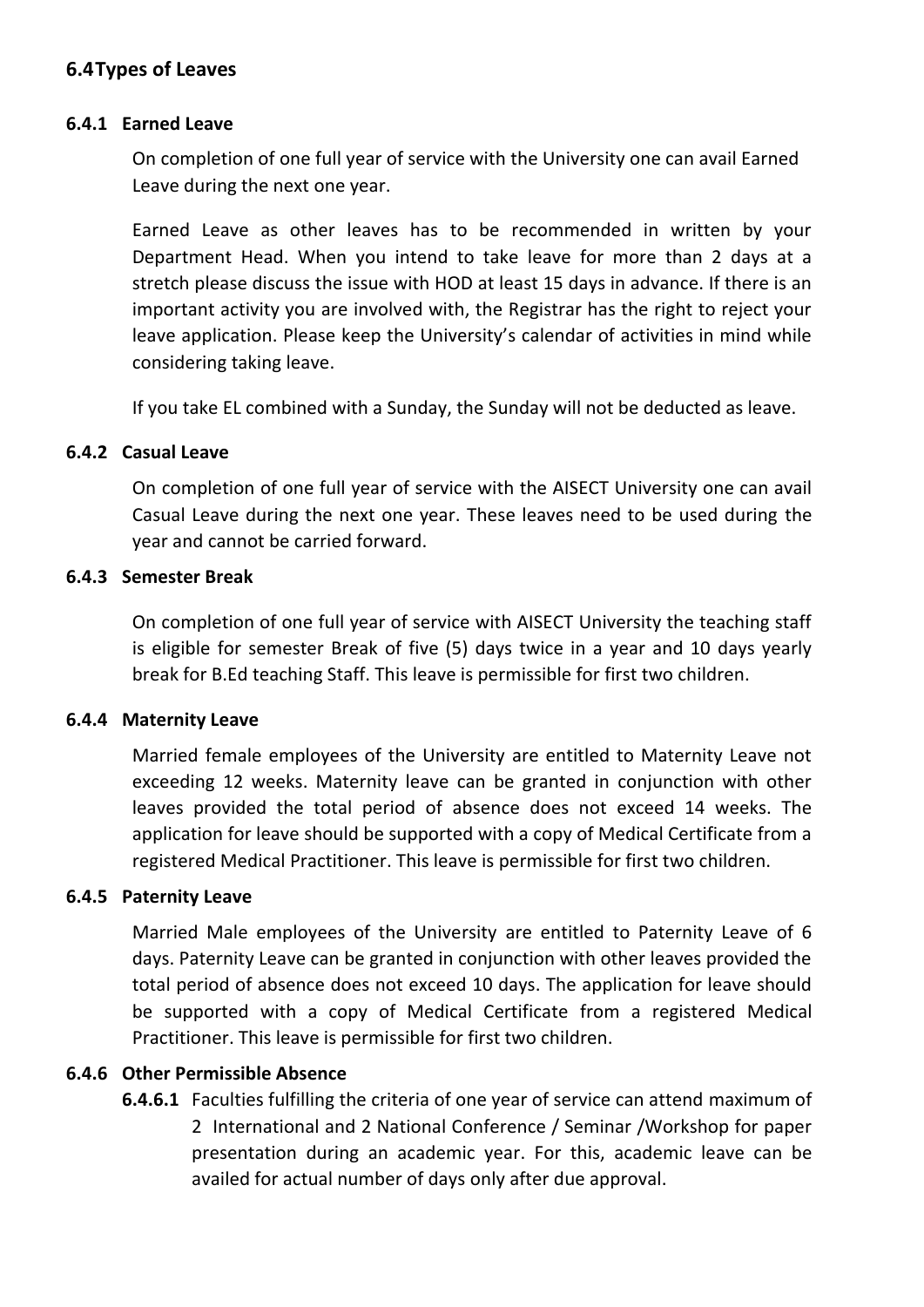## 6.4 Types of Leaves

### 6.4.1 Earned Leave

On completion of one full year of service with the University one can avail Earned Leave during the next one year.

Earned Leave as other leaves has to be recommended in written by your Department Head. When you intend to take leave for more than 2 days at a stretch please discuss the issue with HOD at least 15 days in advance. If there is an important activity you are involved with, the Registrar has the right to reject your leave application. Please keep the University's calendar of activities in mind while considering taking leave.

If you take EL combined with a Sunday, the Sunday will not be deducted as leave.

### 6.4.2 Casual Leave

On completion of one full year of service with the AISECT University one can avail Casual Leave during the next one year. These leaves need to be used during the year and cannot be carried forward.

### 6.4.3 Semester Break

On completion of one full year of service with AISECT University the teaching staff is eligible for semester Break of five (5) days twice in a year and 10 days yearly break for B.Ed teaching Staff. This leave is permissible for first two children.

### 6.4.4 Maternity Leave

Married female employees of the University are entitled to Maternity Leave not exceeding 12 weeks. Maternity leave can be granted in conjunction with other leaves provided the total period of absence does not exceed 14 weeks. The application for leave should be supported with a copy of Medical Certificate from a registered Medical Practitioner. This leave is permissible for first two children.

### 6.4.5 Paternity Leave

Married Male employees of the University are entitled to Paternity Leave of 6 days. Paternity Leave can be granted in conjunction with other leaves provided the total period of absence does not exceed 10 days. The application for leave should be supported with a copy of Medical Certificate from a registered Medical Practitioner. This leave is permissible for first two children.

### 6.4.6 Other Permissible Absence

**6.4.6.1** Faculties fulfilling the criteria of one year of service can attend maximum of 2 International and 2 National Conference / Seminar /Workshop for paper presentation during an academic year. For this, academic leave can be availed for actual number of days only after due approval.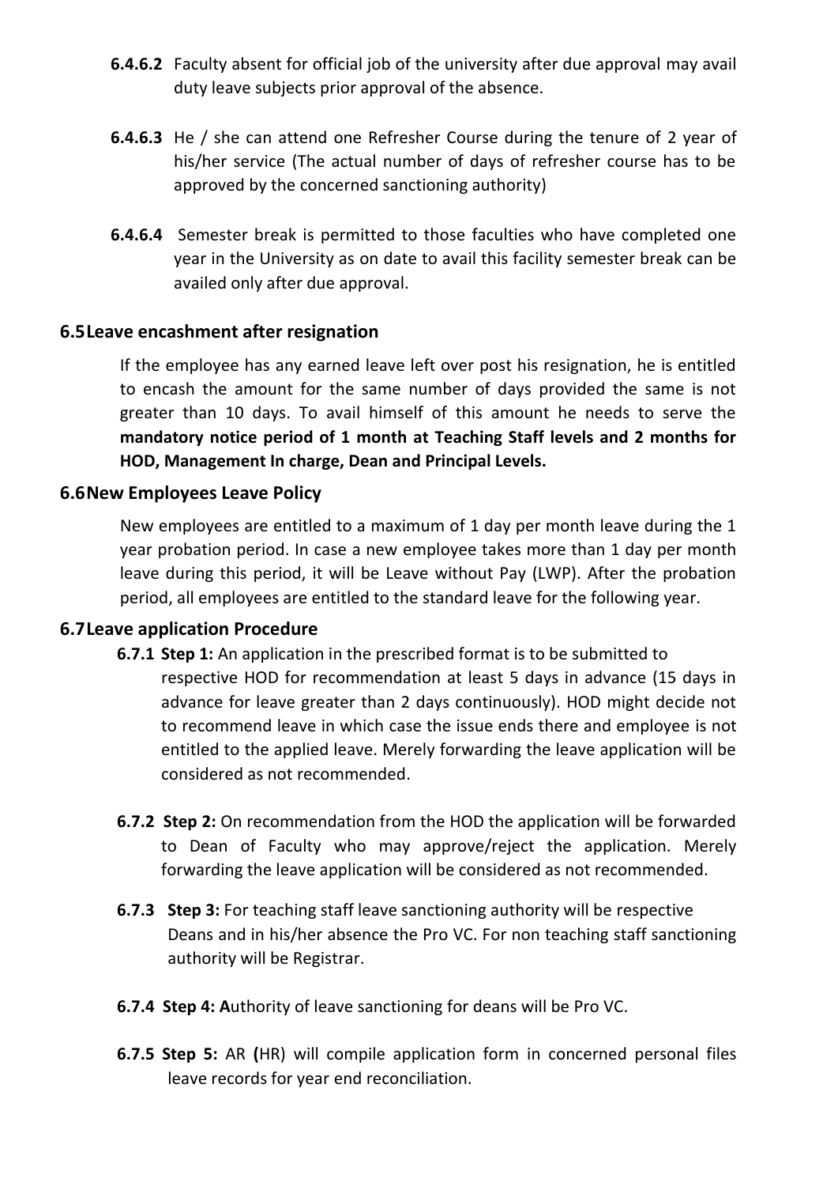**6.4.6.2** Faculty absent for official job of the university after due approval may avail duty leave subjects prior approval of the absence.

**6.4.6.3** He / she can attend one Refresher Course during the tenure of 2 year of his/her service (The actual number of days of refresher course has to be approved by the concerned sanctioning authority)

**6.4.6.4** Semester break is permitted to those faculties who have completed one year in the University as on date to avail this facility semester break can be availed only after due approval.

## 6.5 Leave encashment after resignation

If the employee has any earned leave left over post his resignation, he is entitled to encash the amount for the same number of days provided the same is not greater than 10 days. To avail himself of this amount he needs to serve the **mandatory notice period of 1 month at Teaching Staff levels and 2 months for HOD, Management In charge, Dean and Principal Levels.**

## 6.6 New Employees Leave Policy

New employees are entitled to a maximum of 1 day per month leave during the 1 year probation period. In case a new employee takes more than 1 day per month leave during this period, it will be Leave without Pay (LWP). After the probation period, all employees are entitled to the standard leave for the following year.

## 6.7 Leave application Procedure

**6.7.1 Step 1:** An application in the prescribed format is to be submitted to respective HOD for recommendation at least 5 days in advance (15 days in advance for leave greater than 2 days continuously). HOD might decide not to recommend leave in which case the issue ends there and employee is not entitled to the applied leave. Merely forwarding the leave application will be considered as not recommended.

**6.7.2 Step 2:** On recommendation from the HOD the application will be forwarded to Dean of Faculty who may approve/reject the application. Merely forwarding the leave application will be considered as not recommended.

**6.7.3 Step 3:** For teaching staff leave sanctioning authority will be respective Deans and in his/her absence the Pro VC. For non teaching staff sanctioning authority will be Registrar.

**6.7.4 Step 4: A**uthority of leave sanctioning for deans will be Pro VC.

**6.7.5 Step 5:** AR **(**HR) will compile application form in concerned personal files leave records for year end reconciliation.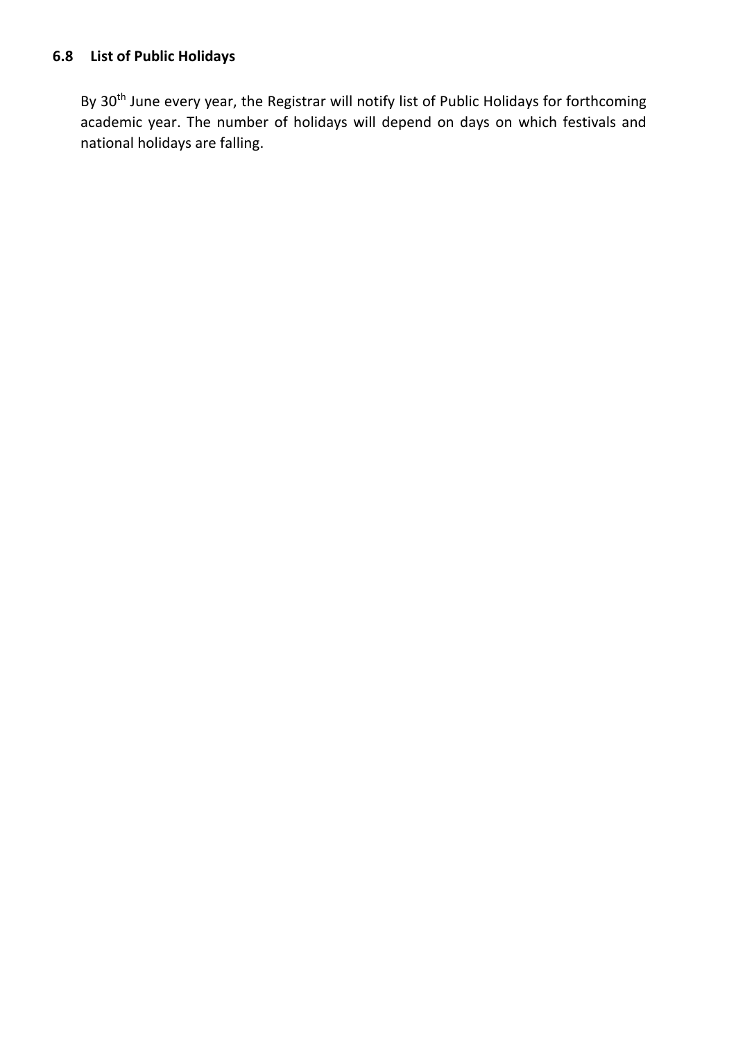### 6.8 List of Public Holidays

By 30th June every year, the Registrar will notify list of Public Holidays for forthcoming academic year. The number of holidays will depend on days on which festivals and national holidays are falling.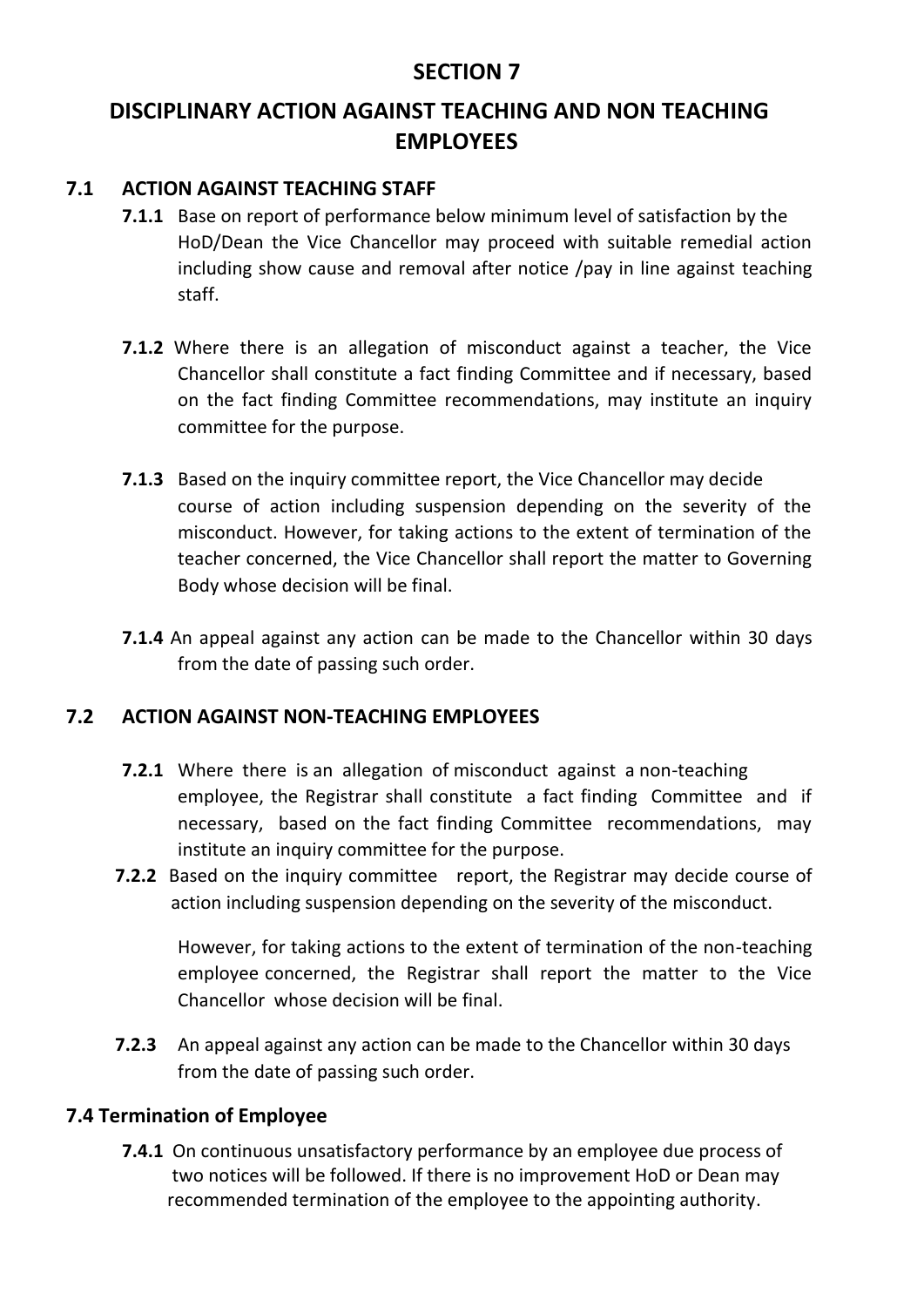# SECTION 7

# DISCIPLINARY ACTION AGAINST TEACHING AND NON TEACHING EMPLOYEES

## 7.1 ACTION AGAINST TEACHING STAFF

**7.1.1** Base on report of performance below minimum level of satisfaction by the HoD/Dean the Vice Chancellor may proceed with suitable remedial action including show cause and removal after notice /pay in line against teaching staff.

**7.1.2** Where there is an allegation of misconduct against a teacher, the Vice Chancellor shall constitute a fact finding Committee and if necessary, based on the fact finding Committee recommendations, may institute an inquiry committee for the purpose.

**7.1.3** Based on the inquiry committee report, the Vice Chancellor may decide course of action including suspension depending on the severity of the misconduct. However, for taking actions to the extent of termination of the teacher concerned, the Vice Chancellor shall report the matter to Governing Body whose decision will be final.

**7.1.4** An appeal against any action can be made to the Chancellor within 30 days from the date of passing such order.

## 7.2 ACTION AGAINST NON-TEACHING EMPLOYEES

**7.2.1** Where there is an allegation of misconduct against a non-teaching employee, the Registrar shall constitute a fact finding Committee and if necessary, based on the fact finding Committee recommendations, may institute an inquiry committee for the purpose.

**7.2.2** Based on the inquiry committee report, the Registrar may decide course of action including suspension depending on the severity of the misconduct.

However, for taking actions to the extent of termination of the non-teaching employee concerned, the Registrar shall report the matter to the Vice Chancellor whose decision will be final.

**7.2.3** An appeal against any action can be made to the Chancellor within 30 days from the date of passing such order.

## 7.4 Termination of Employee

**7.4.1** On continuous unsatisfactory performance by an employee due process of two notices will be followed. If there is no improvement HoD or Dean may recommended termination of the employee to the appointing authority.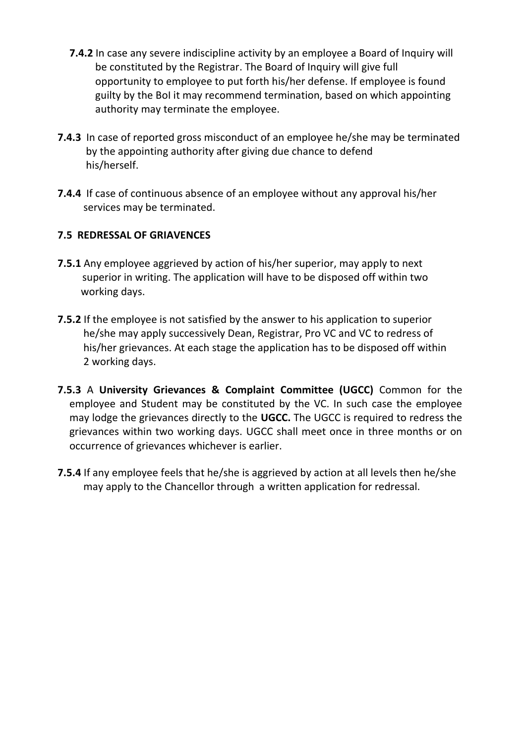**7.4.2** In case any severe indiscipline activity by an employee a Board of Inquiry will be constituted by the Registrar. The Board of Inquiry will give full opportunity to employee to put forth his/her defense. If employee is found guilty by the BoI it may recommend termination, based on which appointing authority may terminate the employee.

**7.4.3** In case of reported gross misconduct of an employee he/she may be terminated by the appointing authority after giving due chance to defend his/herself.

**7.4.4** If case of continuous absence of an employee without any approval his/her services may be terminated.

### 7.5 REDRESSAL OF GRIAVENCES

**7.5.1** Any employee aggrieved by action of his/her superior, may apply to next superior in writing. The application will have to be disposed off within two working days.

**7.5.2** If the employee is not satisfied by the answer to his application to superior he/she may apply successively Dean, Registrar, Pro VC and VC to redress of his/her grievances. At each stage the application has to be disposed off within 2 working days.

**7.5.3** A **University Grievances & Complaint Committee (UGCC)** Common for the employee and Student may be constituted by the VC. In such case the employee may lodge the grievances directly to the **UGCC.** The UGCC is required to redress the grievances within two working days. UGCC shall meet once in three months or on occurrence of grievances whichever is earlier.

**7.5.4** If any employee feels that he/she is aggrieved by action at all levels then he/she may apply to the Chancellor through a written application for redressal.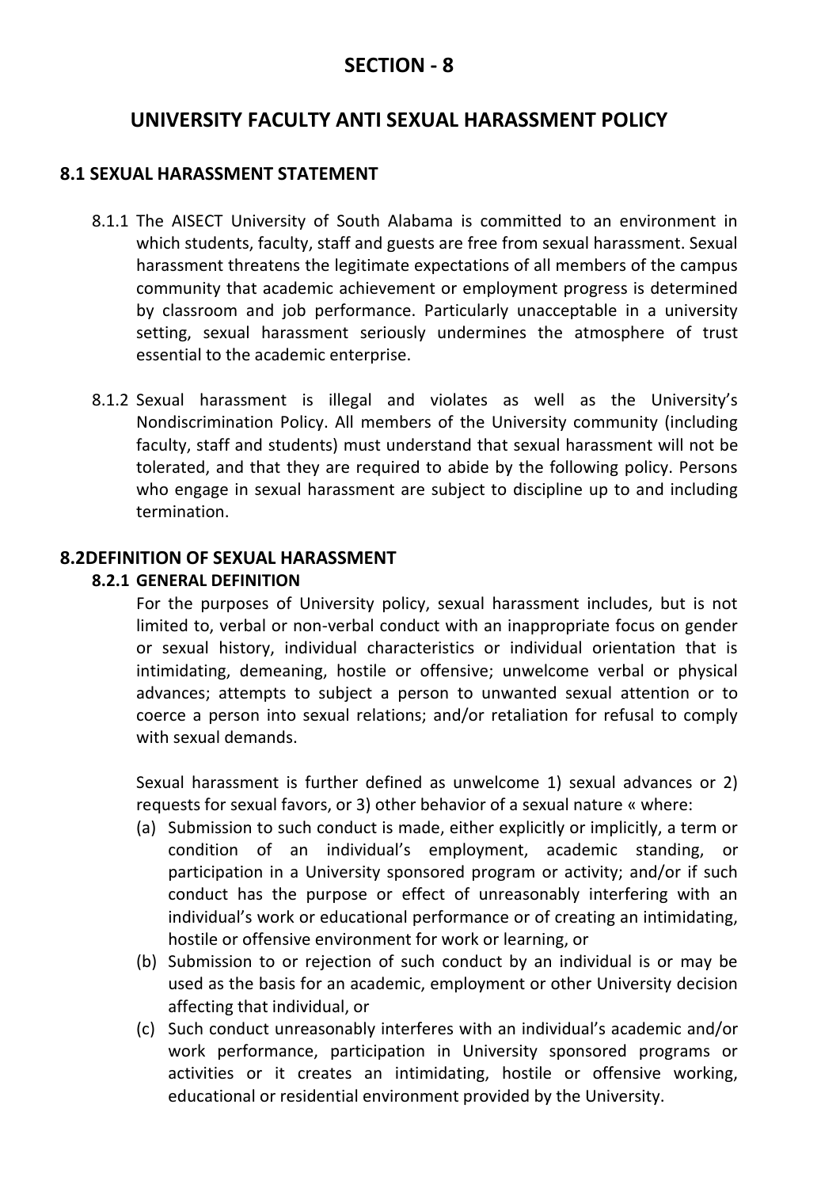# SECTION - 8

## UNIVERSITY FACULTY ANTI SEXUAL HARASSMENT POLICY

### 8.1 SEXUAL HARASSMENT STATEMENT

8.1.1 The AISECT University of South Alabama is committed to an environment in which students, faculty, staff and guests are free from sexual harassment. Sexual harassment threatens the legitimate expectations of all members of the campus community that academic achievement or employment progress is determined by classroom and job performance. Particularly unacceptable in a university setting, sexual harassment seriously undermines the atmosphere of trust essential to the academic enterprise.

8.1.2 Sexual harassment is illegal and violates as well as the University's Nondiscrimination Policy. All members of the University community (including faculty, staff and students) must understand that sexual harassment will not be tolerated, and that they are required to abide by the following policy. Persons who engage in sexual harassment are subject to discipline up to and including termination.

### 8.2DEFINITION OF SEXUAL HARASSMENT

#### 8.2.1 GENERAL DEFINITION

For the purposes of University policy, sexual harassment includes, but is not limited to, verbal or non-verbal conduct with an inappropriate focus on gender or sexual history, individual characteristics or individual orientation that is intimidating, demeaning, hostile or offensive; unwelcome verbal or physical advances; attempts to subject a person to unwanted sexual attention or to coerce a person into sexual relations; and/or retaliation for refusal to comply with sexual demands.

Sexual harassment is further defined as unwelcome 1) sexual advances or 2) requests for sexual favors, or 3) other behavior of a sexual nature « where:

(a) Submission to such conduct is made, either explicitly or implicitly, a term or condition of an individual's employment, academic standing, or participation in a University sponsored program or activity; and/or if such conduct has the purpose or effect of unreasonably interfering with an individual's work or educational performance or of creating an intimidating, hostile or offensive environment for work or learning, or

(b) Submission to or rejection of such conduct by an individual is or may be used as the basis for an academic, employment or other University decision affecting that individual, or

(c) Such conduct unreasonably interferes with an individual's academic and/or work performance, participation in University sponsored programs or activities or it creates an intimidating, hostile or offensive working, educational or residential environment provided by the University.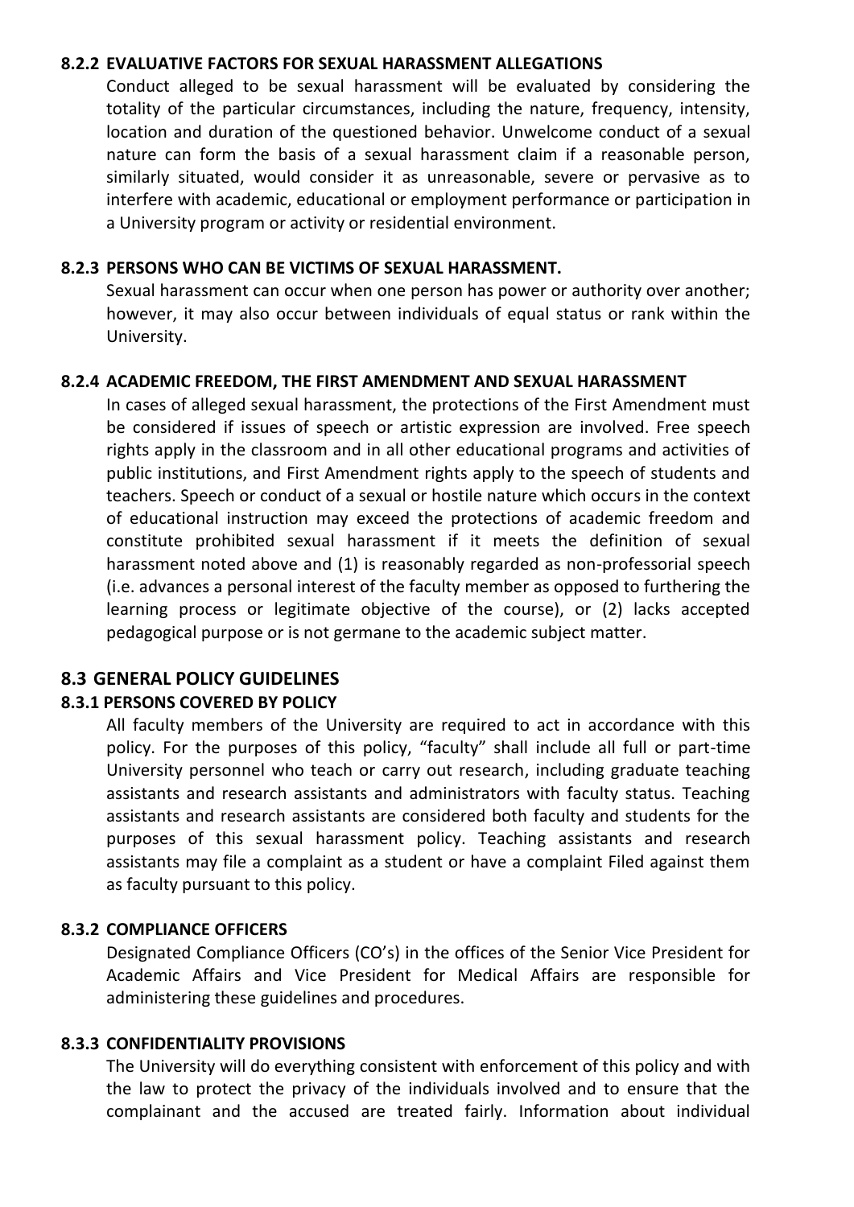### 8.2.2 EVALUATIVE FACTORS FOR SEXUAL HARASSMENT ALLEGATIONS

Conduct alleged to be sexual harassment will be evaluated by considering the totality of the particular circumstances, including the nature, frequency, intensity, location and duration of the questioned behavior. Unwelcome conduct of a sexual nature can form the basis of a sexual harassment claim if a reasonable person, similarly situated, would consider it as unreasonable, severe or pervasive as to interfere with academic, educational or employment performance or participation in a University program or activity or residential environment.

### 8.2.3 PERSONS WHO CAN BE VICTIMS OF SEXUAL HARASSMENT.

Sexual harassment can occur when one person has power or authority over another; however, it may also occur between individuals of equal status or rank within the University.

### 8.2.4 ACADEMIC FREEDOM, THE FIRST AMENDMENT AND SEXUAL HARASSMENT

In cases of alleged sexual harassment, the protections of the First Amendment must be considered if issues of speech or artistic expression are involved. Free speech rights apply in the classroom and in all other educational programs and activities of public institutions, and First Amendment rights apply to the speech of students and teachers. Speech or conduct of a sexual or hostile nature which occurs in the context of educational instruction may exceed the protections of academic freedom and constitute prohibited sexual harassment if it meets the definition of sexual harassment noted above and (1) is reasonably regarded as non-professorial speech (i.e. advances a personal interest of the faculty member as opposed to furthering the learning process or legitimate objective of the course), or (2) lacks accepted pedagogical purpose or is not germane to the academic subject matter.

## 8.3 GENERAL POLICY GUIDELINES

### 8.3.1 PERSONS COVERED BY POLICY

All faculty members of the University are required to act in accordance with this policy. For the purposes of this policy, "faculty" shall include all full or part-time University personnel who teach or carry out research, including graduate teaching assistants and research assistants and administrators with faculty status. Teaching assistants and research assistants are considered both faculty and students for the purposes of this sexual harassment policy. Teaching assistants and research assistants may file a complaint as a student or have a complaint Filed against them as faculty pursuant to this policy.

### 8.3.2 COMPLIANCE OFFICERS

Designated Compliance Officers (CO's) in the offices of the Senior Vice President for Academic Affairs and Vice President for Medical Affairs are responsible for administering these guidelines and procedures.

### 8.3.3 CONFIDENTIALITY PROVISIONS

The University will do everything consistent with enforcement of this policy and with the law to protect the privacy of the individuals involved and to ensure that the complainant and the accused are treated fairly. Information about individual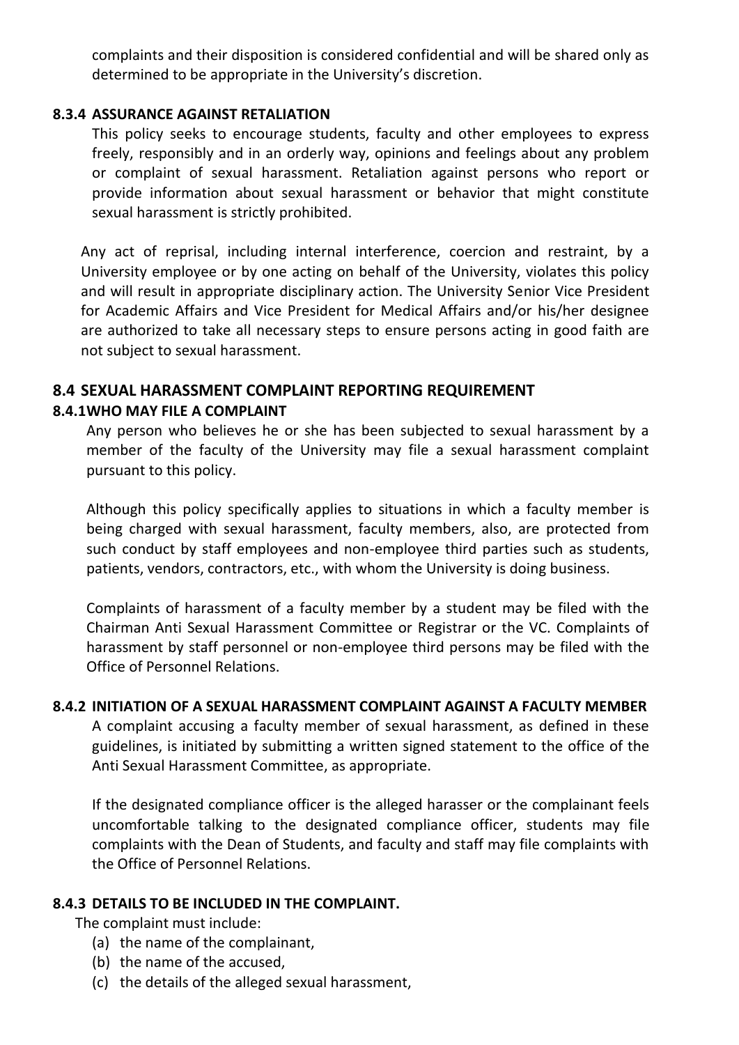complaints and their disposition is considered confidential and will be shared only as determined to be appropriate in the University's discretion.

#### 8.3.4 ASSURANCE AGAINST RETALIATION

This policy seeks to encourage students, faculty and other employees to express freely, responsibly and in an orderly way, opinions and feelings about any problem or complaint of sexual harassment. Retaliation against persons who report or provide information about sexual harassment or behavior that might constitute sexual harassment is strictly prohibited.

Any act of reprisal, including internal interference, coercion and restraint, by a University employee or by one acting on behalf of the University, violates this policy and will result in appropriate disciplinary action. The University Senior Vice President for Academic Affairs and Vice President for Medical Affairs and/or his/her designee are authorized to take all necessary steps to ensure persons acting in good faith are not subject to sexual harassment.

### 8.4 SEXUAL HARASSMENT COMPLAINT REPORTING REQUIREMENT

#### 8.4.1WHO MAY FILE A COMPLAINT

Any person who believes he or she has been subjected to sexual harassment by a member of the faculty of the University may file a sexual harassment complaint pursuant to this policy.

Although this policy specifically applies to situations in which a faculty member is being charged with sexual harassment, faculty members, also, are protected from such conduct by staff employees and non-employee third parties such as students, patients, vendors, contractors, etc., with whom the University is doing business.

Complaints of harassment of a faculty member by a student may be filed with the Chairman Anti Sexual Harassment Committee or Registrar or the VC. Complaints of harassment by staff personnel or non-employee third persons may be filed with the Office of Personnel Relations.

#### 8.4.2 INITIATION OF A SEXUAL HARASSMENT COMPLAINT AGAINST A FACULTY MEMBER

A complaint accusing a faculty member of sexual harassment, as defined in these guidelines, is initiated by submitting a written signed statement to the office of the Anti Sexual Harassment Committee, as appropriate.

If the designated compliance officer is the alleged harasser or the complainant feels uncomfortable talking to the designated compliance officer, students may file complaints with the Dean of Students, and faculty and staff may file complaints with the Office of Personnel Relations.

#### 8.4.3 DETAILS TO BE INCLUDED IN THE COMPLAINT.

The complaint must include:

(a) the name of the complainant,
(b) the name of the accused,
(c) the details of the alleged sexual harassment,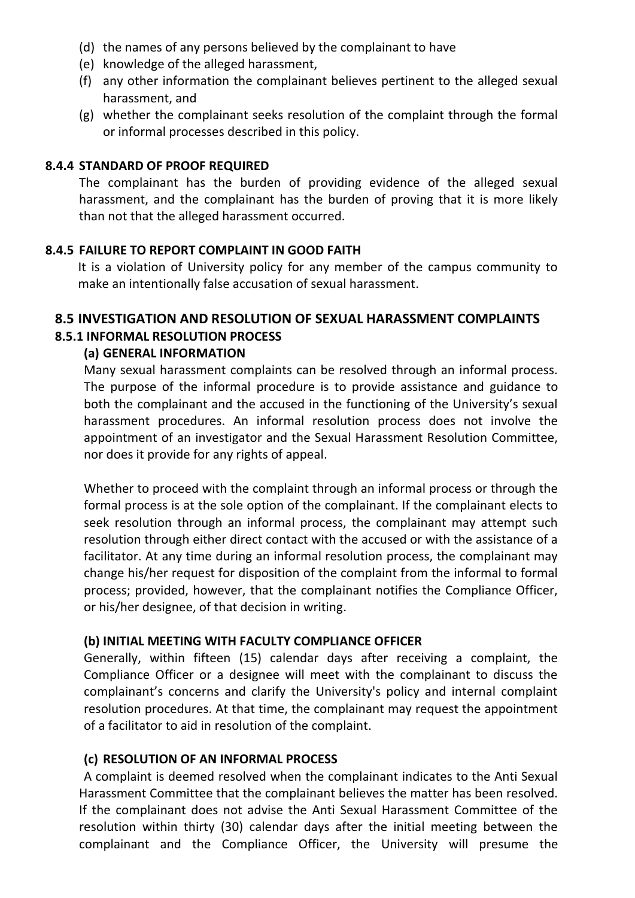(d) the names of any persons believed by the complainant to have
(e) knowledge of the alleged harassment,
(f) any other information the complainant believes pertinent to the alleged sexual harassment, and
(g) whether the complainant seeks resolution of the complaint through the formal or informal processes described in this policy.

**8.4.4 STANDARD OF PROOF REQUIRED**

The complainant has the burden of providing evidence of the alleged sexual harassment, and the complainant has the burden of proving that it is more likely than not that the alleged harassment occurred.

**8.4.5 FAILURE TO REPORT COMPLAINT IN GOOD FAITH**

It is a violation of University policy for any member of the campus community to make an intentionally false accusation of sexual harassment.

## 8.5 INVESTIGATION AND RESOLUTION OF SEXUAL HARASSMENT COMPLAINTS

### 8.5.1 INFORMAL RESOLUTION PROCESS

**(a) GENERAL INFORMATION**

Many sexual harassment complaints can be resolved through an informal process. The purpose of the informal procedure is to provide assistance and guidance to both the complainant and the accused in the functioning of the University's sexual harassment procedures. An informal resolution process does not involve the appointment of an investigator and the Sexual Harassment Resolution Committee, nor does it provide for any rights of appeal.

Whether to proceed with the complaint through an informal process or through the formal process is at the sole option of the complainant. If the complainant elects to seek resolution through an informal process, the complainant may attempt such resolution through either direct contact with the accused or with the assistance of a facilitator. At any time during an informal resolution process, the complainant may change his/her request for disposition of the complaint from the informal to formal process; provided, however, that the complainant notifies the Compliance Officer, or his/her designee, of that decision in writing.

**(b) INITIAL MEETING WITH FACULTY COMPLIANCE OFFICER**

Generally, within fifteen (15) calendar days after receiving a complaint, the Compliance Officer or a designee will meet with the complainant to discuss the complainant's concerns and clarify the University's policy and internal complaint resolution procedures. At that time, the complainant may request the appointment of a facilitator to aid in resolution of the complaint.

**(c) RESOLUTION OF AN INFORMAL PROCESS**

A complaint is deemed resolved when the complainant indicates to the Anti Sexual Harassment Committee that the complainant believes the matter has been resolved. If the complainant does not advise the Anti Sexual Harassment Committee of the resolution within thirty (30) calendar days after the initial meeting between the complainant and the Compliance Officer, the University will presume the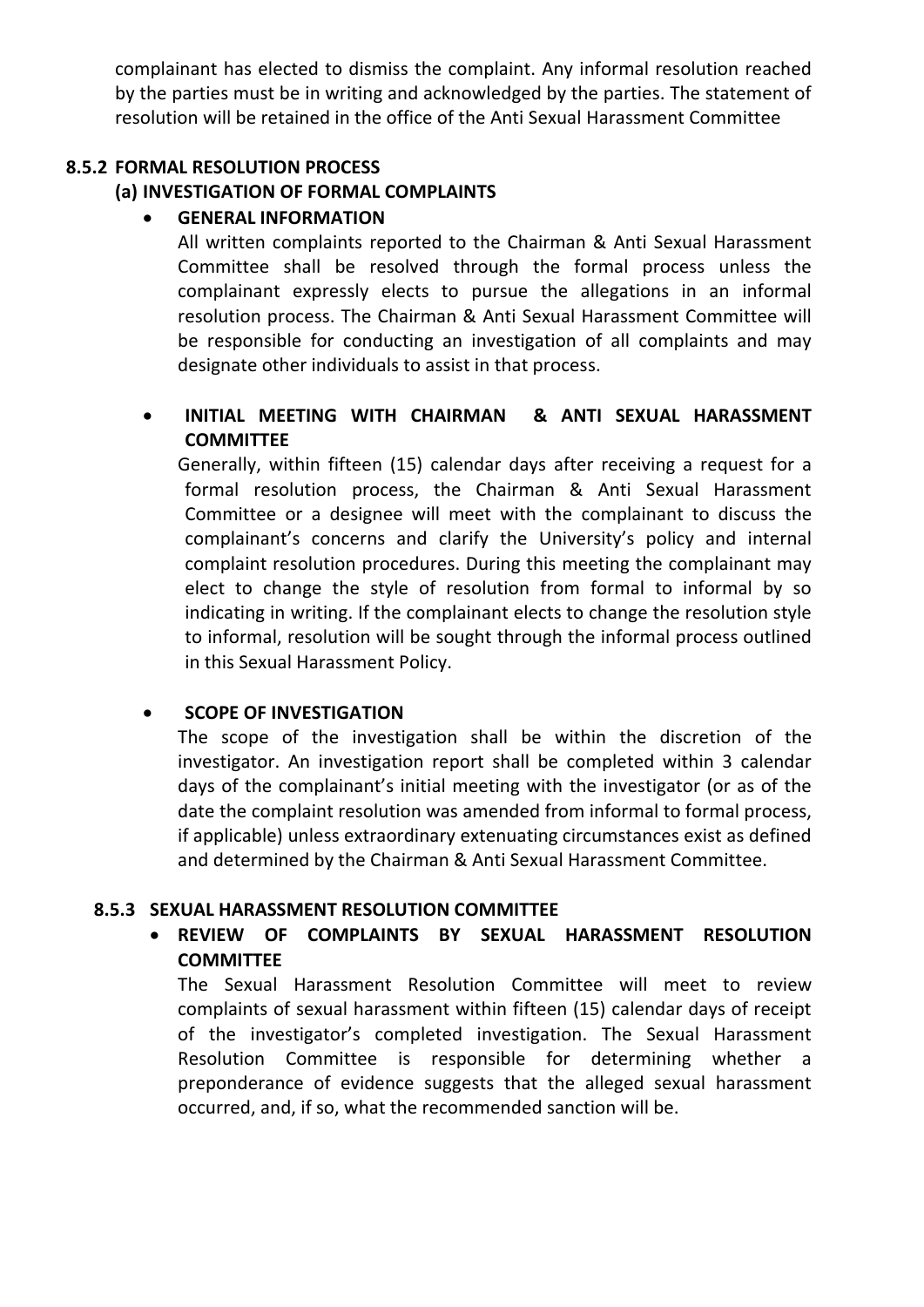complainant has elected to dismiss the complaint. Any informal resolution reached by the parties must be in writing and acknowledged by the parties. The statement of resolution will be retained in the office of the Anti Sexual Harassment Committee

### 8.5.2 FORMAL RESOLUTION PROCESS

#### (a) INVESTIGATION OF FORMAL COMPLAINTS

- **GENERAL INFORMATION**

  All written complaints reported to the Chairman & Anti Sexual Harassment Committee shall be resolved through the formal process unless the complainant expressly elects to pursue the allegations in an informal resolution process. The Chairman & Anti Sexual Harassment Committee will be responsible for conducting an investigation of all complaints and may designate other individuals to assist in that process.

- **INITIAL MEETING WITH CHAIRMAN & ANTI SEXUAL HARASSMENT COMMITTEE**

  Generally, within fifteen (15) calendar days after receiving a request for a formal resolution process, the Chairman & Anti Sexual Harassment Committee or a designee will meet with the complainant to discuss the complainant's concerns and clarify the University's policy and internal complaint resolution procedures. During this meeting the complainant may elect to change the style of resolution from formal to informal by so indicating in writing. If the complainant elects to change the resolution style to informal, resolution will be sought through the informal process outlined in this Sexual Harassment Policy.

- **SCOPE OF INVESTIGATION**

  The scope of the investigation shall be within the discretion of the investigator. An investigation report shall be completed within 3 calendar days of the complainant's initial meeting with the investigator (or as of the date the complaint resolution was amended from informal to formal process, if applicable) unless extraordinary extenuating circumstances exist as defined and determined by the Chairman & Anti Sexual Harassment Committee.

### 8.5.3 SEXUAL HARASSMENT RESOLUTION COMMITTEE

- **REVIEW OF COMPLAINTS BY SEXUAL HARASSMENT RESOLUTION COMMITTEE**

  The Sexual Harassment Resolution Committee will meet to review complaints of sexual harassment within fifteen (15) calendar days of receipt of the investigator's completed investigation. The Sexual Harassment Resolution Committee is responsible for determining whether a preponderance of evidence suggests that the alleged sexual harassment occurred, and, if so, what the recommended sanction will be.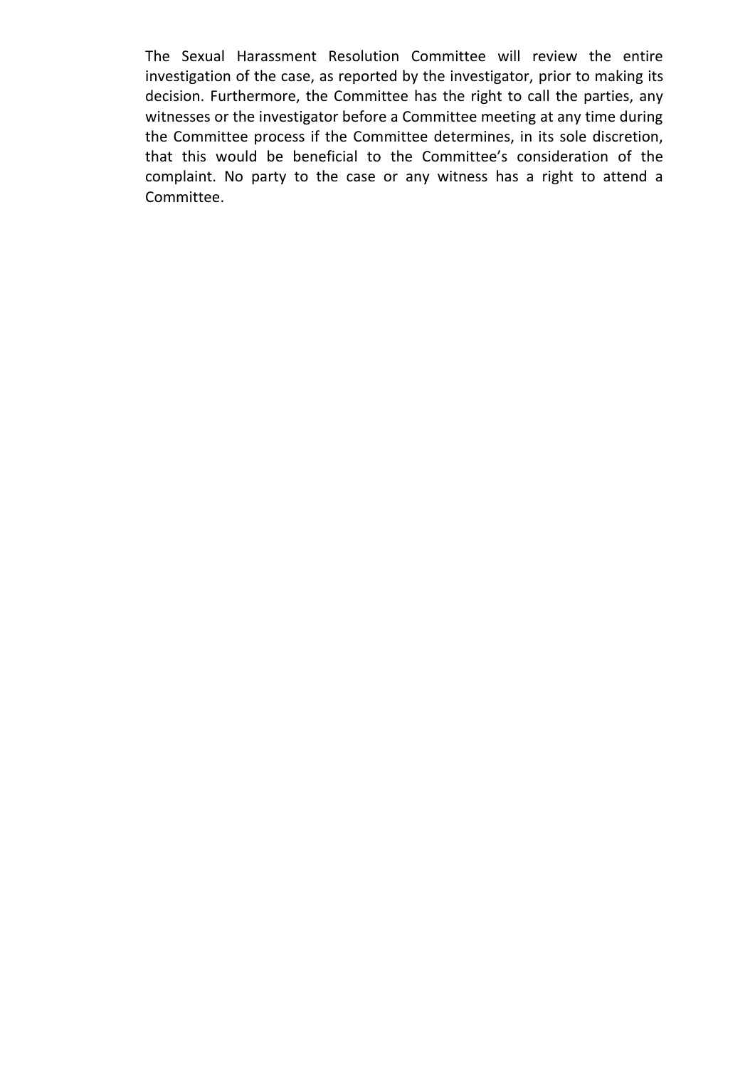The Sexual Harassment Resolution Committee will review the entire investigation of the case, as reported by the investigator, prior to making its decision. Furthermore, the Committee has the right to call the parties, any witnesses or the investigator before a Committee meeting at any time during the Committee process if the Committee determines, in its sole discretion, that this would be beneficial to the Committee's consideration of the complaint. No party to the case or any witness has a right to attend a Committee.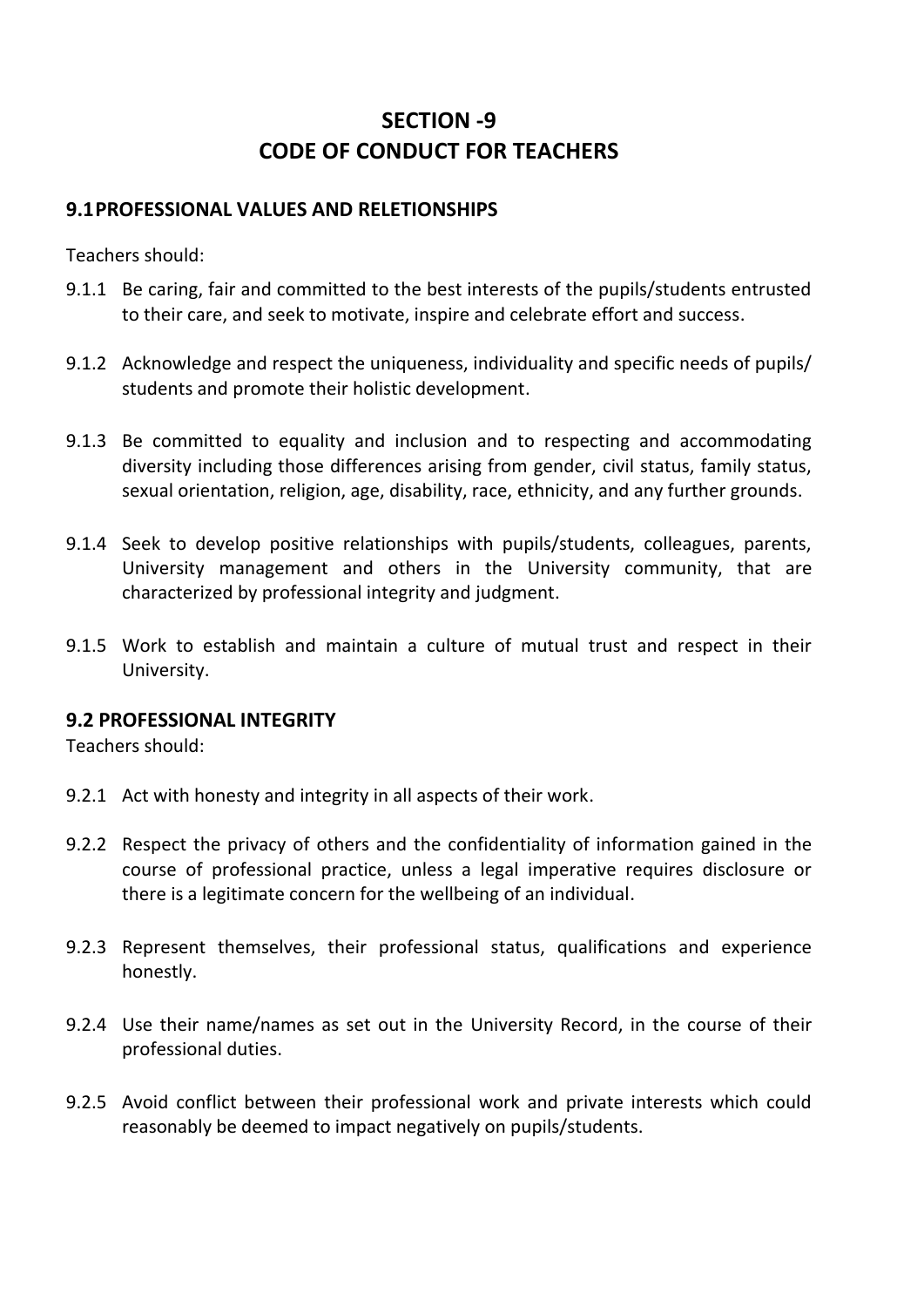# SECTION -9
# CODE OF CONDUCT FOR TEACHERS

## 9.1 PROFESSIONAL VALUES AND RELETIONSHIPS

Teachers should:

9.1.1 Be caring, fair and committed to the best interests of the pupils/students entrusted to their care, and seek to motivate, inspire and celebrate effort and success.

9.1.2 Acknowledge and respect the uniqueness, individuality and specific needs of pupils/ students and promote their holistic development.

9.1.3 Be committed to equality and inclusion and to respecting and accommodating diversity including those differences arising from gender, civil status, family status, sexual orientation, religion, age, disability, race, ethnicity, and any further grounds.

9.1.4 Seek to develop positive relationships with pupils/students, colleagues, parents, University management and others in the University community, that are characterized by professional integrity and judgment.

9.1.5 Work to establish and maintain a culture of mutual trust and respect in their University.

## 9.2 PROFESSIONAL INTEGRITY

Teachers should:

9.2.1 Act with honesty and integrity in all aspects of their work.

9.2.2 Respect the privacy of others and the confidentiality of information gained in the course of professional practice, unless a legal imperative requires disclosure or there is a legitimate concern for the wellbeing of an individual.

9.2.3 Represent themselves, their professional status, qualifications and experience honestly.

9.2.4 Use their name/names as set out in the University Record, in the course of their professional duties.

9.2.5 Avoid conflict between their professional work and private interests which could reasonably be deemed to impact negatively on pupils/students.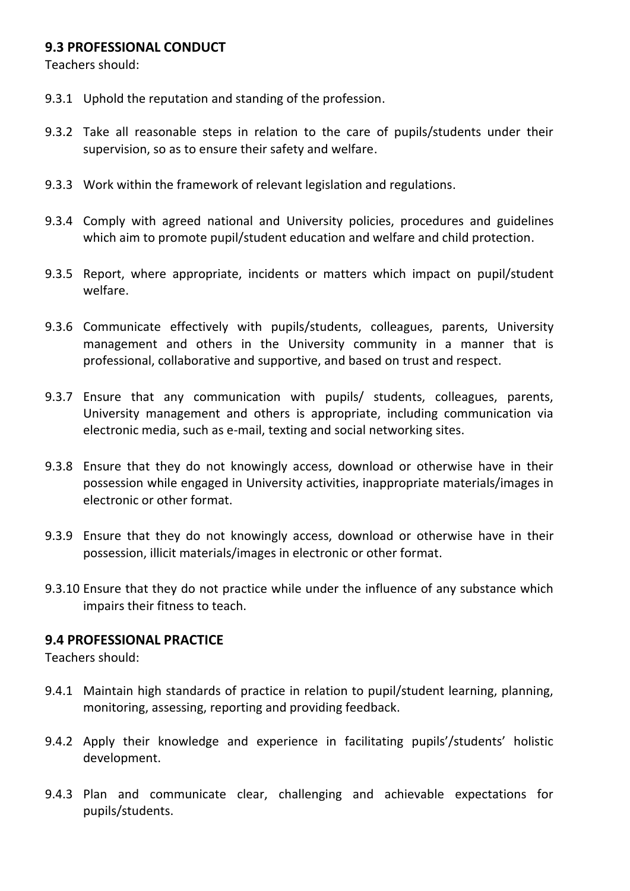### 9.3 PROFESSIONAL CONDUCT

Teachers should:

9.3.1 Uphold the reputation and standing of the profession.

9.3.2 Take all reasonable steps in relation to the care of pupils/students under their supervision, so as to ensure their safety and welfare.

9.3.3 Work within the framework of relevant legislation and regulations.

9.3.4 Comply with agreed national and University policies, procedures and guidelines which aim to promote pupil/student education and welfare and child protection.

9.3.5 Report, where appropriate, incidents or matters which impact on pupil/student welfare.

9.3.6 Communicate effectively with pupils/students, colleagues, parents, University management and others in the University community in a manner that is professional, collaborative and supportive, and based on trust and respect.

9.3.7 Ensure that any communication with pupils/ students, colleagues, parents, University management and others is appropriate, including communication via electronic media, such as e-mail, texting and social networking sites.

9.3.8 Ensure that they do not knowingly access, download or otherwise have in their possession while engaged in University activities, inappropriate materials/images in electronic or other format.

9.3.9 Ensure that they do not knowingly access, download or otherwise have in their possession, illicit materials/images in electronic or other format.

9.3.10 Ensure that they do not practice while under the influence of any substance which impairs their fitness to teach.

### 9.4 PROFESSIONAL PRACTICE

Teachers should:

9.4.1 Maintain high standards of practice in relation to pupil/student learning, planning, monitoring, assessing, reporting and providing feedback.

9.4.2 Apply their knowledge and experience in facilitating pupils'/students' holistic development.

9.4.3 Plan and communicate clear, challenging and achievable expectations for pupils/students.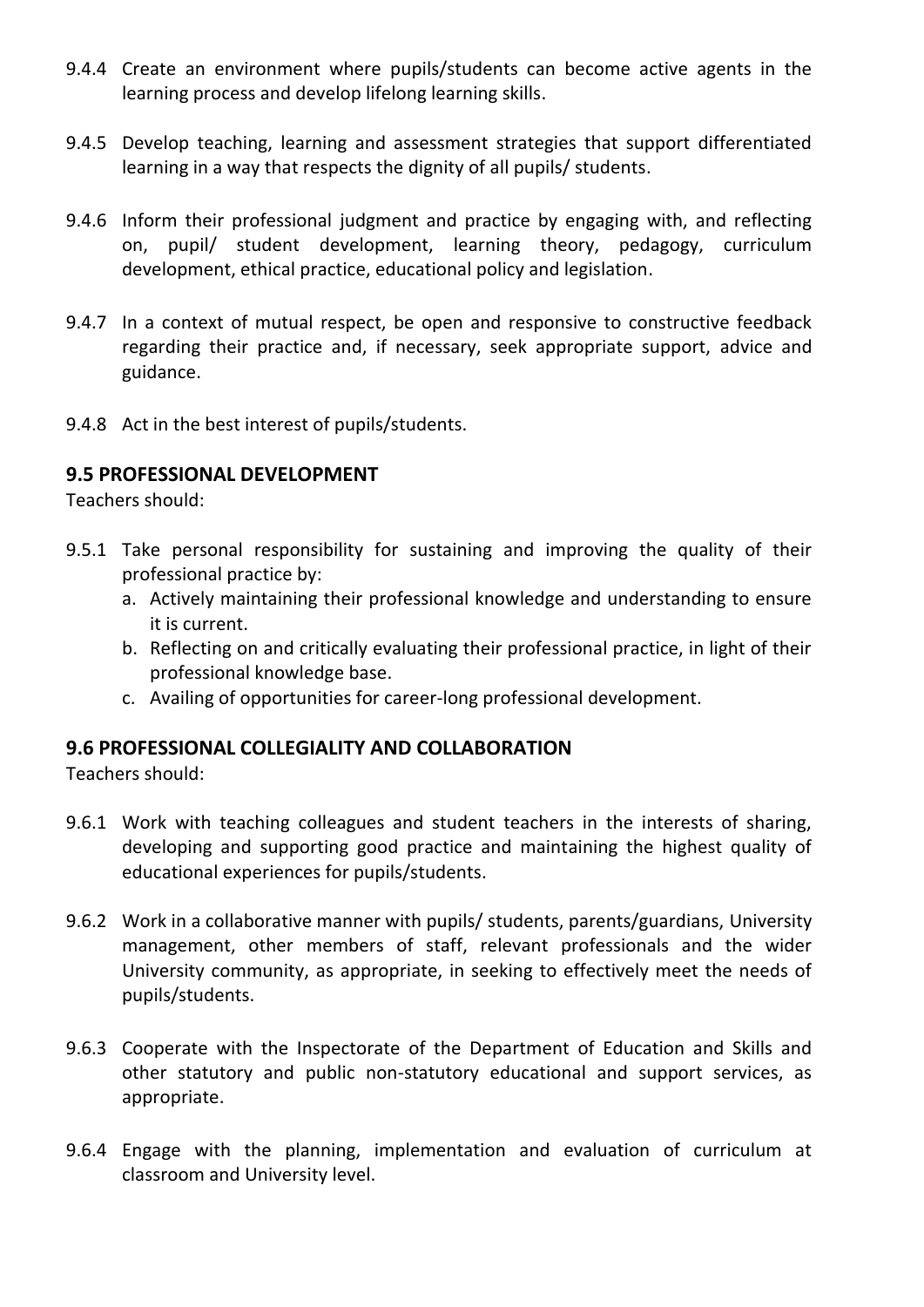9.4.4 Create an environment where pupils/students can become active agents in the learning process and develop lifelong learning skills.

9.4.5 Develop teaching, learning and assessment strategies that support differentiated learning in a way that respects the dignity of all pupils/ students.

9.4.6 Inform their professional judgment and practice by engaging with, and reflecting on, pupil/ student development, learning theory, pedagogy, curriculum development, ethical practice, educational policy and legislation.

9.4.7 In a context of mutual respect, be open and responsive to constructive feedback regarding their practice and, if necessary, seek appropriate support, advice and guidance.

9.4.8 Act in the best interest of pupils/students.

### 9.5 PROFESSIONAL DEVELOPMENT

Teachers should:

9.5.1 Take personal responsibility for sustaining and improving the quality of their professional practice by:

a. Actively maintaining their professional knowledge and understanding to ensure it is current.
b. Reflecting on and critically evaluating their professional practice, in light of their professional knowledge base.
c. Availing of opportunities for career-long professional development.

### 9.6 PROFESSIONAL COLLEGIALITY AND COLLABORATION

Teachers should:

9.6.1 Work with teaching colleagues and student teachers in the interests of sharing, developing and supporting good practice and maintaining the highest quality of educational experiences for pupils/students.

9.6.2 Work in a collaborative manner with pupils/ students, parents/guardians, University management, other members of staff, relevant professionals and the wider University community, as appropriate, in seeking to effectively meet the needs of pupils/students.

9.6.3 Cooperate with the Inspectorate of the Department of Education and Skills and other statutory and public non-statutory educational and support services, as appropriate.

9.6.4 Engage with the planning, implementation and evaluation of curriculum at classroom and University level.